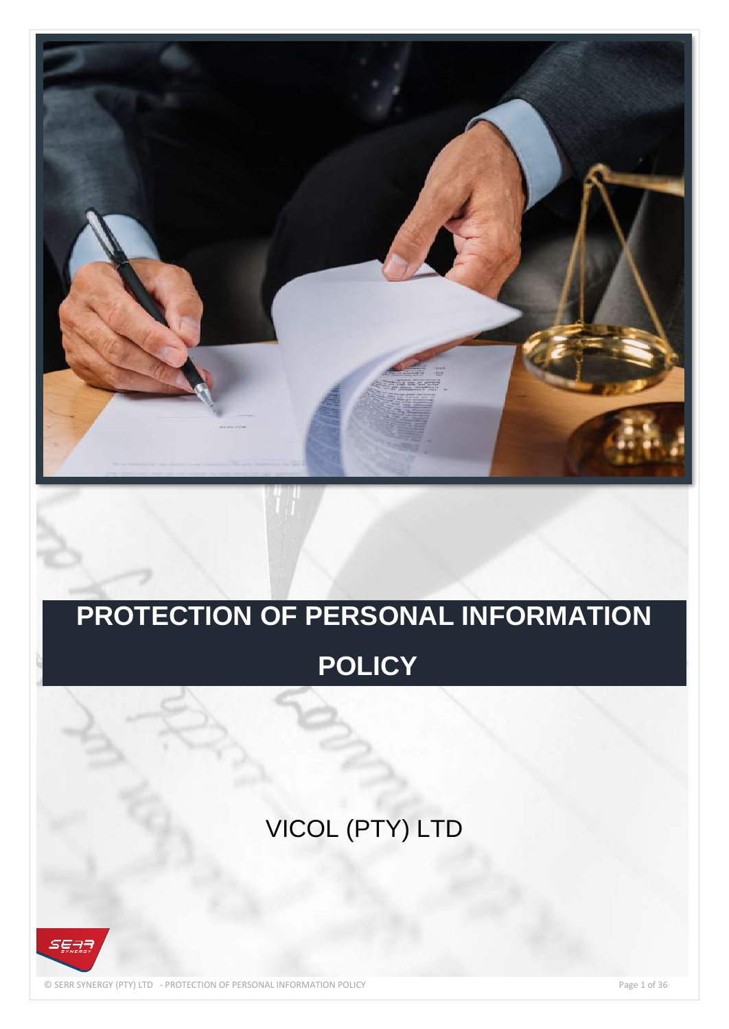# PROTECTION OF PERSONAL INFORMATION POLICY

VICOL (PTY) LTD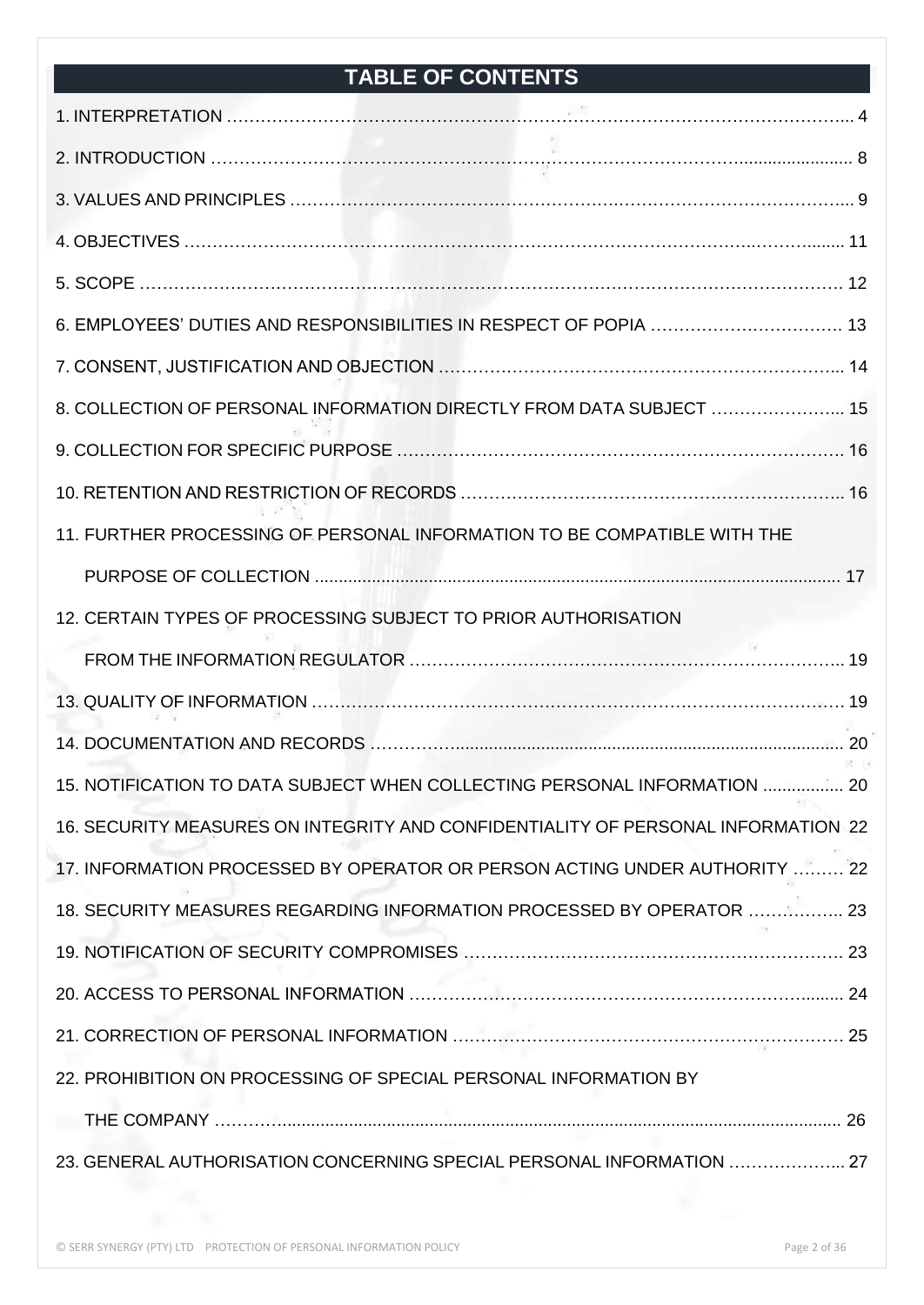# TABLE OF CONTENTS

1. INTERPRETATION ........................................................................................................ 4

2. INTRODUCTION ........................................................................................................ 8

3. VALUES AND PRINCIPLES ........................................................................................ 9

4. OBJECTIVES ........................................................................................................ 11

5. SCOPE ........................................................................................................ 12

6. EMPLOYEES' DUTIES AND RESPONSIBILITIES IN RESPECT OF POPIA .................................. 13

7. CONSENT, JUSTIFICATION AND OBJECTION .................................................................. 14

8. COLLECTION OF PERSONAL INFORMATION DIRECTLY FROM DATA SUBJECT ........................ 15

9. COLLECTION FOR SPECIFIC PURPOSE ........................................................................ 16

10. RETENTION AND RESTRICTION OF RECORDS ............................................................. 16

11. FURTHER PROCESSING OF PERSONAL INFORMATION TO BE COMPATIBLE WITH THE PURPOSE OF COLLECTION ........................................................................................................ 17

12. CERTAIN TYPES OF PROCESSING SUBJECT TO PRIOR AUTHORISATION FROM THE INFORMATION REGULATOR ........................................................................ 19

13. QUALITY OF INFORMATION ........................................................................................ 19

14. DOCUMENTATION AND RECORDS ................................................................................ 20

15. NOTIFICATION TO DATA SUBJECT WHEN COLLECTING PERSONAL INFORMATION ................ 20

16. SECURITY MEASURES ON INTEGRITY AND CONFIDENTIALITY OF PERSONAL INFORMATION 22

17. INFORMATION PROCESSED BY OPERATOR OR PERSON ACTING UNDER AUTHORITY ......... 22

18. SECURITY MEASURES REGARDING INFORMATION PROCESSED BY OPERATOR .................. 23

19. NOTIFICATION OF SECURITY COMPROMISES ................................................................ 23

20. ACCESS TO PERSONAL INFORMATION ........................................................................ 24

21. CORRECTION OF PERSONAL INFORMATION ................................................................. 25

22. PROHIBITION ON PROCESSING OF SPECIAL PERSONAL INFORMATION BY THE COMPANY ........................................................................................................ 26

23. GENERAL AUTHORISATION CONCERNING SPECIAL PERSONAL INFORMATION .................... 27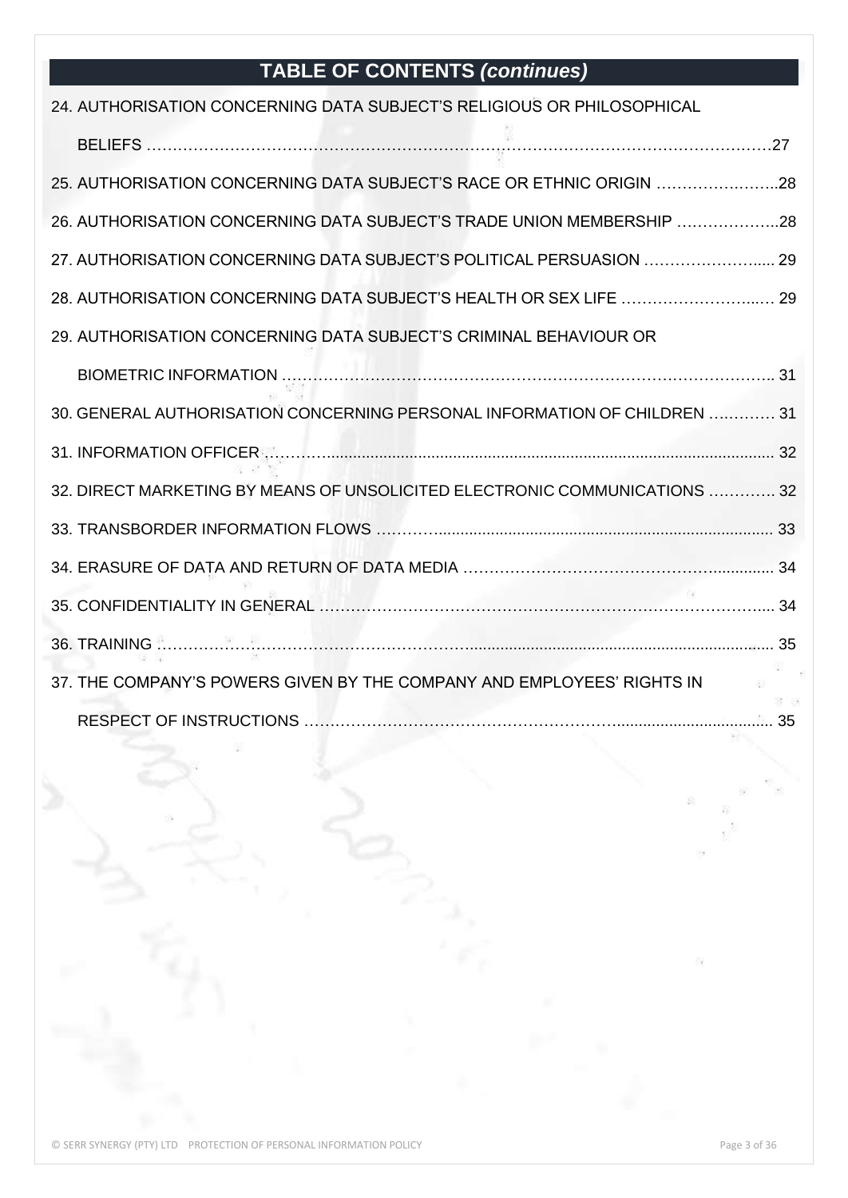## TABLE OF CONTENTS *(continues)*

24. AUTHORISATION CONCERNING DATA SUBJECT'S RELIGIOUS OR PHILOSOPHICAL BELIEFS ……………………………………………………………………………………………………27

25. AUTHORISATION CONCERNING DATA SUBJECT'S RACE OR ETHNIC ORIGIN …………………..28

26. AUTHORISATION CONCERNING DATA SUBJECT'S TRADE UNION MEMBERSHIP ………………..28

27. AUTHORISATION CONCERNING DATA SUBJECT'S POLITICAL PERSUASION ……………………..... 29

28. AUTHORISATION CONCERNING DATA SUBJECT'S HEALTH OR SEX LIFE ……………………..… 29

29. AUTHORISATION CONCERNING DATA SUBJECT'S CRIMINAL BEHAVIOUR OR BIOMETRIC INFORMATION ……………………………………………………………………………….. 31

30. GENERAL AUTHORISATION CONCERNING PERSONAL INFORMATION OF CHILDREN …..……… 31

31. INFORMATION OFFICER ………........................................................................................... 32

32. DIRECT MARKETING BY MEANS OF UNSOLICITED ELECTRONIC COMMUNICATIONS …………. 32

33. TRANSBORDER INFORMATION FLOWS ………............................................................................ 33

34. ERASURE OF DATA AND RETURN OF DATA MEDIA …………………………………………….............. 34

35. CONFIDENTIALITY IN GENERAL ……………………………………………………………………….... 34

36. TRAINING ………………………………………………………................................................... 35

37. THE COMPANY'S POWERS GIVEN BY THE COMPANY AND EMPLOYEES' RIGHTS IN RESPECT OF INSTRUCTIONS ………………………………………………………................................... 35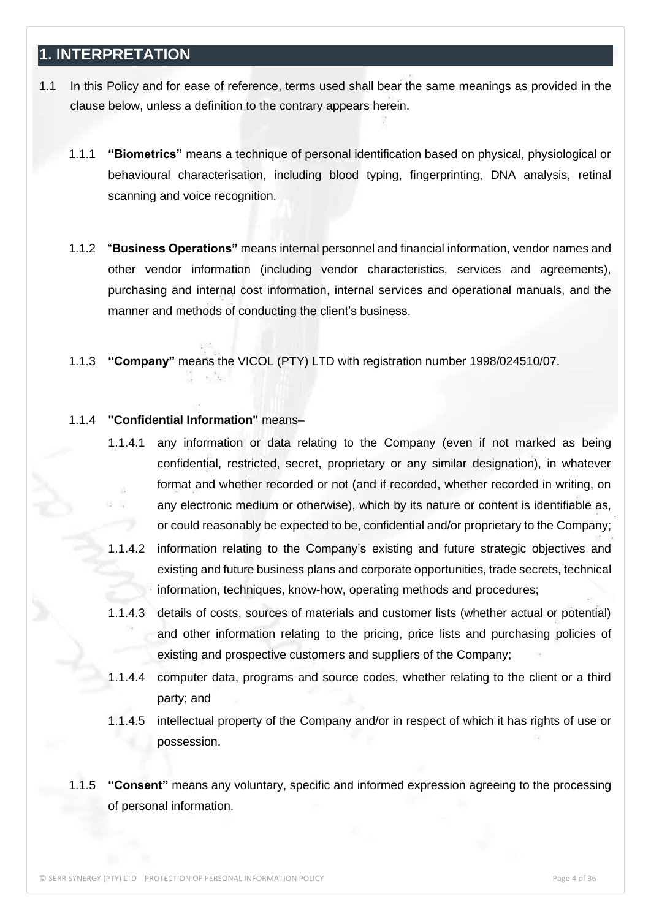# 1. INTERPRETATION

1.1 In this Policy and for ease of reference, terms used shall bear the same meanings as provided in the clause below, unless a definition to the contrary appears herein.

1.1.1 **"Biometrics"** means a technique of personal identification based on physical, physiological or behavioural characterisation, including blood typing, fingerprinting, DNA analysis, retinal scanning and voice recognition.

1.1.2 "**Business Operations"** means internal personnel and financial information, vendor names and other vendor information (including vendor characteristics, services and agreements), purchasing and internal cost information, internal services and operational manuals, and the manner and methods of conducting the client's business.

1.1.3 **"Company"** means the VICOL (PTY) LTD with registration number 1998/024510/07.

1.1.4 **"Confidential Information"** means–

1.1.4.1 any information or data relating to the Company (even if not marked as being confidential, restricted, secret, proprietary or any similar designation), in whatever format and whether recorded or not (and if recorded, whether recorded in writing, on any electronic medium or otherwise), which by its nature or content is identifiable as, or could reasonably be expected to be, confidential and/or proprietary to the Company;

1.1.4.2 information relating to the Company's existing and future strategic objectives and existing and future business plans and corporate opportunities, trade secrets, technical information, techniques, know-how, operating methods and procedures;

1.1.4.3 details of costs, sources of materials and customer lists (whether actual or potential) and other information relating to the pricing, price lists and purchasing policies of existing and prospective customers and suppliers of the Company;

1.1.4.4 computer data, programs and source codes, whether relating to the client or a third party; and

1.1.4.5 intellectual property of the Company and/or in respect of which it has rights of use or possession.

1.1.5 **"Consent"** means any voluntary, specific and informed expression agreeing to the processing of personal information.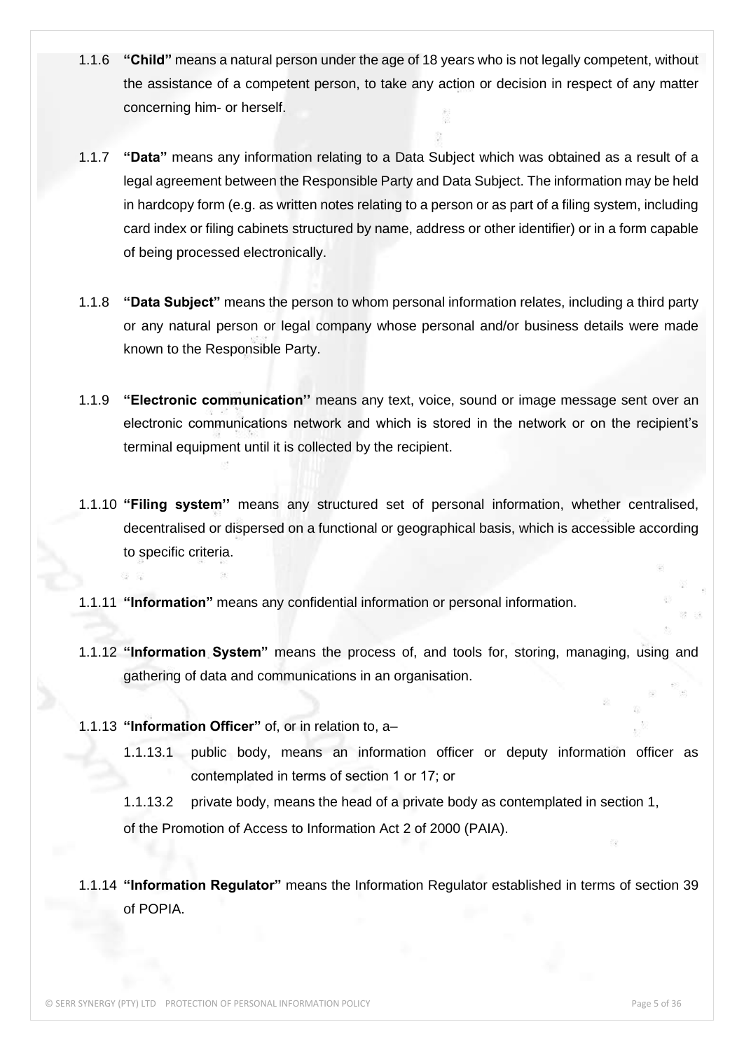1.1.6 **"Child"** means a natural person under the age of 18 years who is not legally competent, without the assistance of a competent person, to take any action or decision in respect of any matter concerning him- or herself.

1.1.7 **"Data"** means any information relating to a Data Subject which was obtained as a result of a legal agreement between the Responsible Party and Data Subject. The information may be held in hardcopy form (e.g. as written notes relating to a person or as part of a filing system, including card index or filing cabinets structured by name, address or other identifier) or in a form capable of being processed electronically.

1.1.8 **"Data Subject"** means the person to whom personal information relates, including a third party or any natural person or legal company whose personal and/or business details were made known to the Responsible Party.

1.1.9 **"Electronic communication''** means any text, voice, sound or image message sent over an electronic communications network and which is stored in the network or on the recipient's terminal equipment until it is collected by the recipient.

1.1.10 **"Filing system''** means any structured set of personal information, whether centralised, decentralised or dispersed on a functional or geographical basis, which is accessible according to specific criteria.

1.1.11 **"Information"** means any confidential information or personal information.

1.1.12 **"Information System"** means the process of, and tools for, storing, managing, using and gathering of data and communications in an organisation.

1.1.13 **"Information Officer"** of, or in relation to, a–

1.1.13.1 public body, means an information officer or deputy information officer as contemplated in terms of section 1 or 17; or

1.1.13.2 private body, means the head of a private body as contemplated in section 1,

of the Promotion of Access to Information Act 2 of 2000 (PAIA).

1.1.14 **"Information Regulator"** means the Information Regulator established in terms of section 39 of POPIA.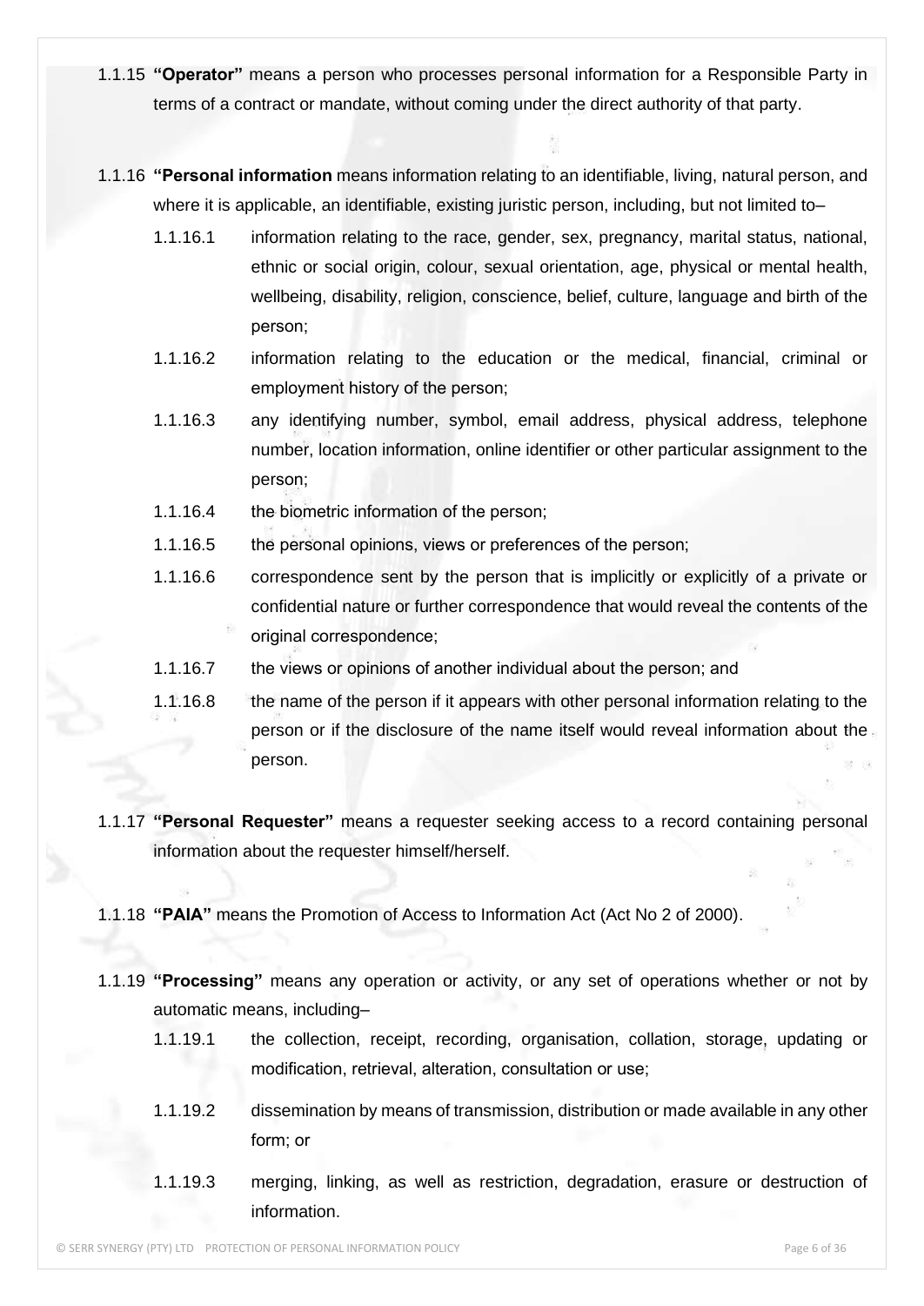1.1.15 **"Operator"** means a person who processes personal information for a Responsible Party in terms of a contract or mandate, without coming under the direct authority of that party.

1.1.16 **"Personal information** means information relating to an identifiable, living, natural person, and where it is applicable, an identifiable, existing juristic person, including, but not limited to–

1.1.16.1 information relating to the race, gender, sex, pregnancy, marital status, national, ethnic or social origin, colour, sexual orientation, age, physical or mental health, wellbeing, disability, religion, conscience, belief, culture, language and birth of the person;

1.1.16.2 information relating to the education or the medical, financial, criminal or employment history of the person;

1.1.16.3 any identifying number, symbol, email address, physical address, telephone number, location information, online identifier or other particular assignment to the person;

1.1.16.4 the biometric information of the person;

1.1.16.5 the personal opinions, views or preferences of the person;

1.1.16.6 correspondence sent by the person that is implicitly or explicitly of a private or confidential nature or further correspondence that would reveal the contents of the original correspondence;

1.1.16.7 the views or opinions of another individual about the person; and

1.1.16.8 the name of the person if it appears with other personal information relating to the person or if the disclosure of the name itself would reveal information about the person.

1.1.17 **"Personal Requester"** means a requester seeking access to a record containing personal information about the requester himself/herself.

1.1.18 **"PAIA"** means the Promotion of Access to Information Act (Act No 2 of 2000).

1.1.19 **"Processing"** means any operation or activity, or any set of operations whether or not by automatic means, including–

1.1.19.1 the collection, receipt, recording, organisation, collation, storage, updating or modification, retrieval, alteration, consultation or use;

1.1.19.2 dissemination by means of transmission, distribution or made available in any other form; or

1.1.19.3 merging, linking, as well as restriction, degradation, erasure or destruction of information.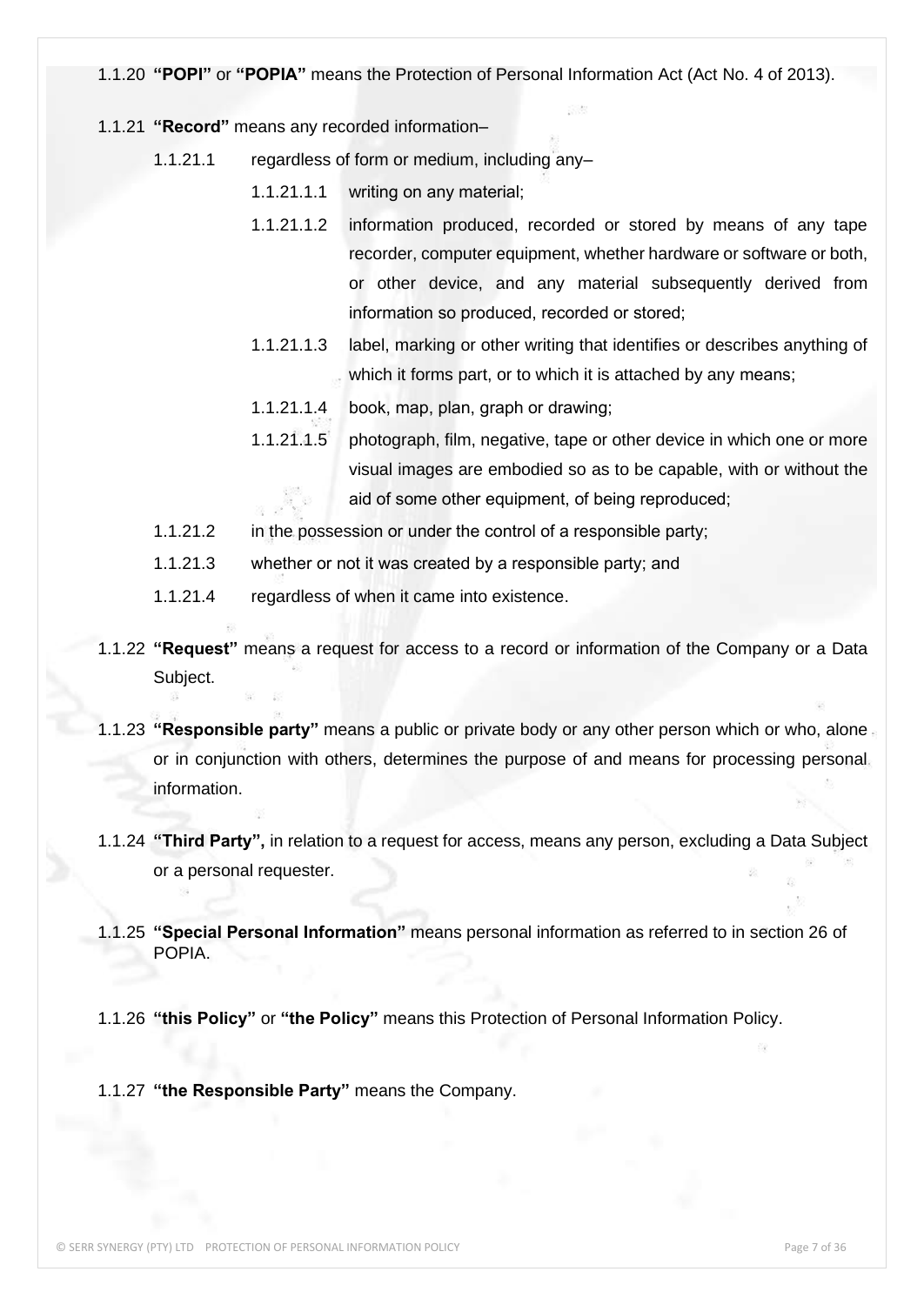1.1.20 **"POPI"** or **"POPIA"** means the Protection of Personal Information Act (Act No. 4 of 2013).

1.1.21 **"Record"** means any recorded information–

- 1.1.21.1 regardless of form or medium, including any–
  - 1.1.21.1.1 writing on any material;
  - 1.1.21.1.2 information produced, recorded or stored by means of any tape recorder, computer equipment, whether hardware or software or both, or other device, and any material subsequently derived from information so produced, recorded or stored;
  - 1.1.21.1.3 label, marking or other writing that identifies or describes anything of which it forms part, or to which it is attached by any means;
  - 1.1.21.1.4 book, map, plan, graph or drawing;
  - 1.1.21.1.5 photograph, film, negative, tape or other device in which one or more visual images are embodied so as to be capable, with or without the aid of some other equipment, of being reproduced;
- 1.1.21.2 in the possession or under the control of a responsible party;
- 1.1.21.3 whether or not it was created by a responsible party; and
- 1.1.21.4 regardless of when it came into existence.

1.1.22 **"Request"** means a request for access to a record or information of the Company or a Data Subject.

1.1.23 **"Responsible party"** means a public or private body or any other person which or who, alone or in conjunction with others, determines the purpose of and means for processing personal information.

1.1.24 **"Third Party",** in relation to a request for access, means any person, excluding a Data Subject or a personal requester.

1.1.25 **"Special Personal Information"** means personal information as referred to in section 26 of POPIA.

1.1.26 **"this Policy"** or **"the Policy"** means this Protection of Personal Information Policy.

1.1.27 **"the Responsible Party"** means the Company.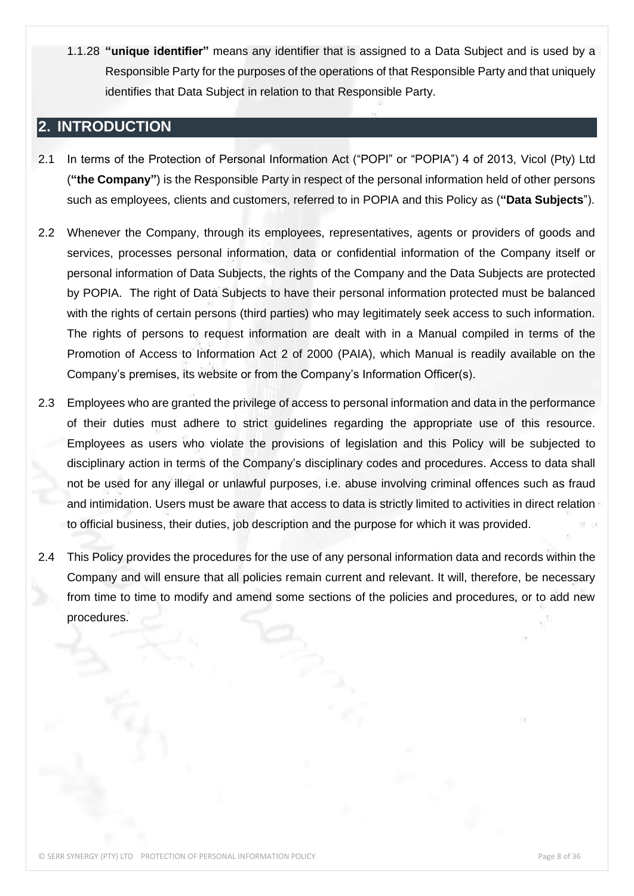1.1.28 **"unique identifier"** means any identifier that is assigned to a Data Subject and is used by a Responsible Party for the purposes of the operations of that Responsible Party and that uniquely identifies that Data Subject in relation to that Responsible Party.

## 2. INTRODUCTION

2.1 In terms of the Protection of Personal Information Act ("POPI" or "POPIA") 4 of 2013, Vicol (Pty) Ltd (**"the Company"**) is the Responsible Party in respect of the personal information held of other persons such as employees, clients and customers, referred to in POPIA and this Policy as (**"Data Subjects"**).

2.2 Whenever the Company, through its employees, representatives, agents or providers of goods and services, processes personal information, data or confidential information of the Company itself or personal information of Data Subjects, the rights of the Company and the Data Subjects are protected by POPIA. The right of Data Subjects to have their personal information protected must be balanced with the rights of certain persons (third parties) who may legitimately seek access to such information. The rights of persons to request information are dealt with in a Manual compiled in terms of the Promotion of Access to Information Act 2 of 2000 (PAIA), which Manual is readily available on the Company's premises, its website or from the Company's Information Officer(s).

2.3 Employees who are granted the privilege of access to personal information and data in the performance of their duties must adhere to strict guidelines regarding the appropriate use of this resource. Employees as users who violate the provisions of legislation and this Policy will be subjected to disciplinary action in terms of the Company's disciplinary codes and procedures. Access to data shall not be used for any illegal or unlawful purposes, i.e. abuse involving criminal offences such as fraud and intimidation. Users must be aware that access to data is strictly limited to activities in direct relation to official business, their duties, job description and the purpose for which it was provided.

2.4 This Policy provides the procedures for the use of any personal information data and records within the Company and will ensure that all policies remain current and relevant. It will, therefore, be necessary from time to time to modify and amend some sections of the policies and procedures, or to add new procedures.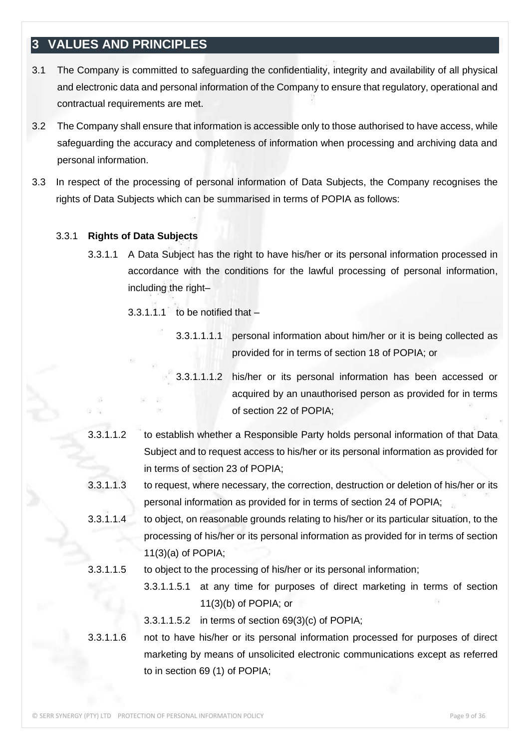## 3 VALUES AND PRINCIPLES

3.1 The Company is committed to safeguarding the confidentiality, integrity and availability of all physical and electronic data and personal information of the Company to ensure that regulatory, operational and contractual requirements are met.

3.2 The Company shall ensure that information is accessible only to those authorised to have access, while safeguarding the accuracy and completeness of information when processing and archiving data and personal information.

3.3 In respect of the processing of personal information of Data Subjects, the Company recognises the rights of Data Subjects which can be summarised in terms of POPIA as follows:

3.3.1 **Rights of Data Subjects**

3.3.1.1 A Data Subject has the right to have his/her or its personal information processed in accordance with the conditions for the lawful processing of personal information, including the right–

3.3.1.1.1 to be notified that –

3.3.1.1.1.1 personal information about him/her or it is being collected as provided for in terms of section 18 of POPIA; or

3.3.1.1.1.2 his/her or its personal information has been accessed or acquired by an unauthorised person as provided for in terms of section 22 of POPIA;

3.3.1.1.2 to establish whether a Responsible Party holds personal information of that Data Subject and to request access to his/her or its personal information as provided for in terms of section 23 of POPIA;

3.3.1.1.3 to request, where necessary, the correction, destruction or deletion of his/her or its personal information as provided for in terms of section 24 of POPIA;

3.3.1.1.4 to object, on reasonable grounds relating to his/her or its particular situation, to the processing of his/her or its personal information as provided for in terms of section 11(3)(a) of POPIA;

3.3.1.1.5 to object to the processing of his/her or its personal information;

3.3.1.1.5.1 at any time for purposes of direct marketing in terms of section 11(3)(b) of POPIA; or

3.3.1.1.5.2 in terms of section 69(3)(c) of POPIA;

3.3.1.1.6 not to have his/her or its personal information processed for purposes of direct marketing by means of unsolicited electronic communications except as referred to in section 69 (1) of POPIA;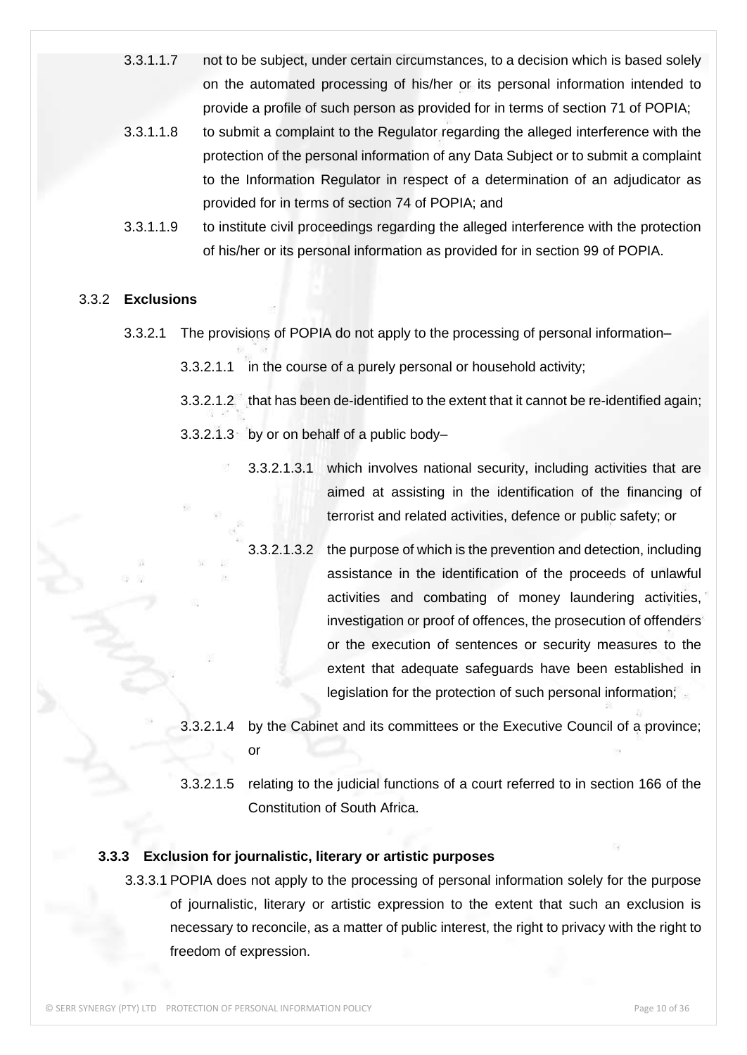3.3.1.1.7 not to be subject, under certain circumstances, to a decision which is based solely on the automated processing of his/her or its personal information intended to provide a profile of such person as provided for in terms of section 71 of POPIA;

3.3.1.1.8 to submit a complaint to the Regulator regarding the alleged interference with the protection of the personal information of any Data Subject or to submit a complaint to the Information Regulator in respect of a determination of an adjudicator as provided for in terms of section 74 of POPIA; and

3.3.1.1.9 to institute civil proceedings regarding the alleged interference with the protection of his/her or its personal information as provided for in section 99 of POPIA.

3.3.2 **Exclusions**

3.3.2.1 The provisions of POPIA do not apply to the processing of personal information–

3.3.2.1.1 in the course of a purely personal or household activity;

3.3.2.1.2 that has been de-identified to the extent that it cannot be re-identified again;

3.3.2.1.3 by or on behalf of a public body–

3.3.2.1.3.1 which involves national security, including activities that are aimed at assisting in the identification of the financing of terrorist and related activities, defence or public safety; or

3.3.2.1.3.2 the purpose of which is the prevention and detection, including assistance in the identification of the proceeds of unlawful activities and combating of money laundering activities, investigation or proof of offences, the prosecution of offenders or the execution of sentences or security measures to the extent that adequate safeguards have been established in legislation for the protection of such personal information;

3.3.2.1.4 by the Cabinet and its committees or the Executive Council of a province; or

3.3.2.1.5 relating to the judicial functions of a court referred to in section 166 of the Constitution of South Africa.

### 3.3.3 Exclusion for journalistic, literary or artistic purposes

3.3.3.1 POPIA does not apply to the processing of personal information solely for the purpose of journalistic, literary or artistic expression to the extent that such an exclusion is necessary to reconcile, as a matter of public interest, the right to privacy with the right to freedom of expression.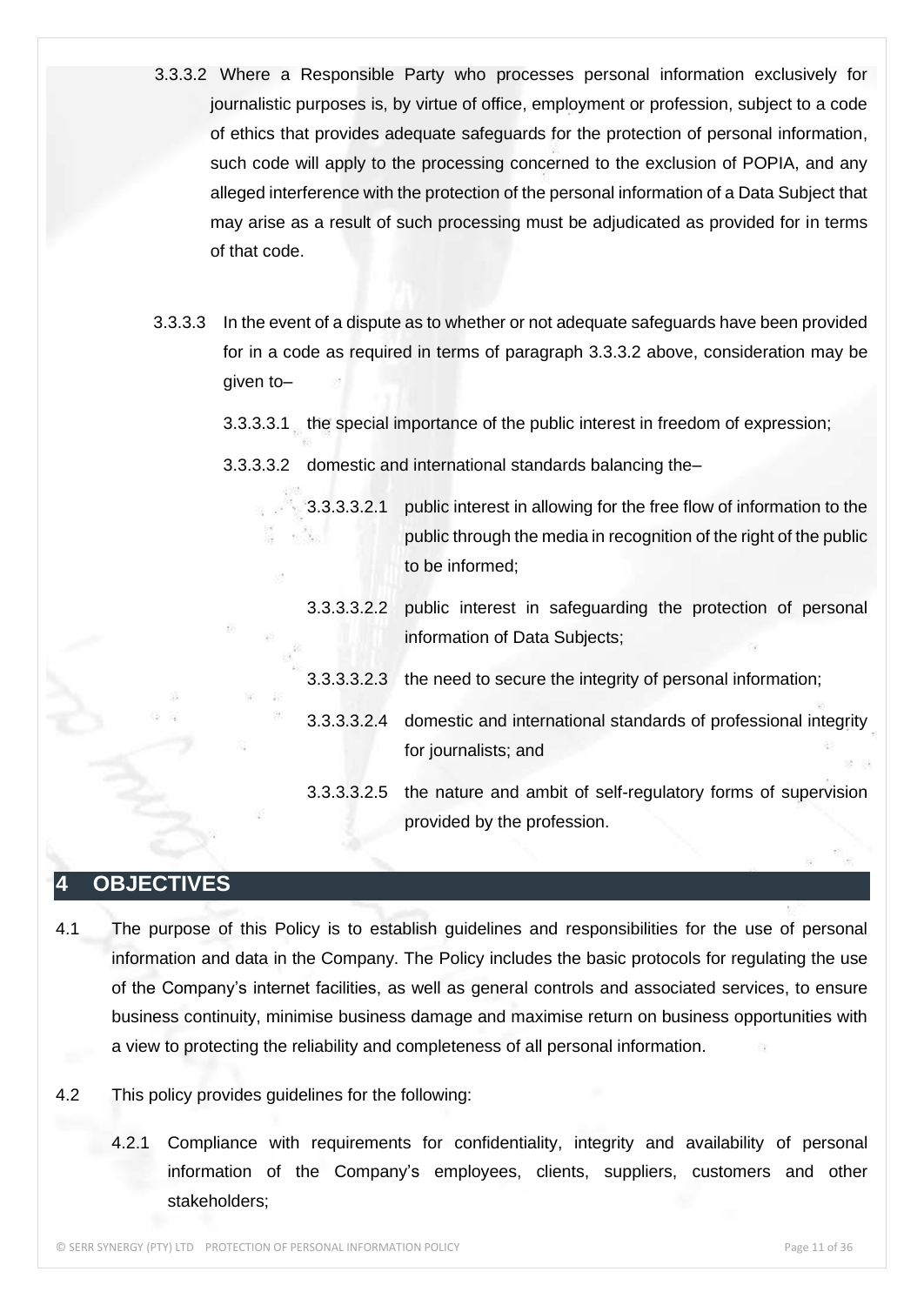3.3.3.2 Where a Responsible Party who processes personal information exclusively for journalistic purposes is, by virtue of office, employment or profession, subject to a code of ethics that provides adequate safeguards for the protection of personal information, such code will apply to the processing concerned to the exclusion of POPIA, and any alleged interference with the protection of the personal information of a Data Subject that may arise as a result of such processing must be adjudicated as provided for in terms of that code.

3.3.3.3 In the event of a dispute as to whether or not adequate safeguards have been provided for in a code as required in terms of paragraph 3.3.3.2 above, consideration may be given to–

3.3.3.3.1 the special importance of the public interest in freedom of expression;

3.3.3.3.2 domestic and international standards balancing the–

3.3.3.3.2.1 public interest in allowing for the free flow of information to the public through the media in recognition of the right of the public to be informed;

3.3.3.3.2.2 public interest in safeguarding the protection of personal information of Data Subjects;

3.3.3.3.2.3 the need to secure the integrity of personal information;

3.3.3.3.2.4 domestic and international standards of professional integrity for journalists; and

3.3.3.3.2.5 the nature and ambit of self-regulatory forms of supervision provided by the profession.

## 4 OBJECTIVES

4.1 The purpose of this Policy is to establish guidelines and responsibilities for the use of personal information and data in the Company. The Policy includes the basic protocols for regulating the use of the Company's internet facilities, as well as general controls and associated services, to ensure business continuity, minimise business damage and maximise return on business opportunities with a view to protecting the reliability and completeness of all personal information.

4.2 This policy provides guidelines for the following:

4.2.1 Compliance with requirements for confidentiality, integrity and availability of personal information of the Company's employees, clients, suppliers, customers and other stakeholders;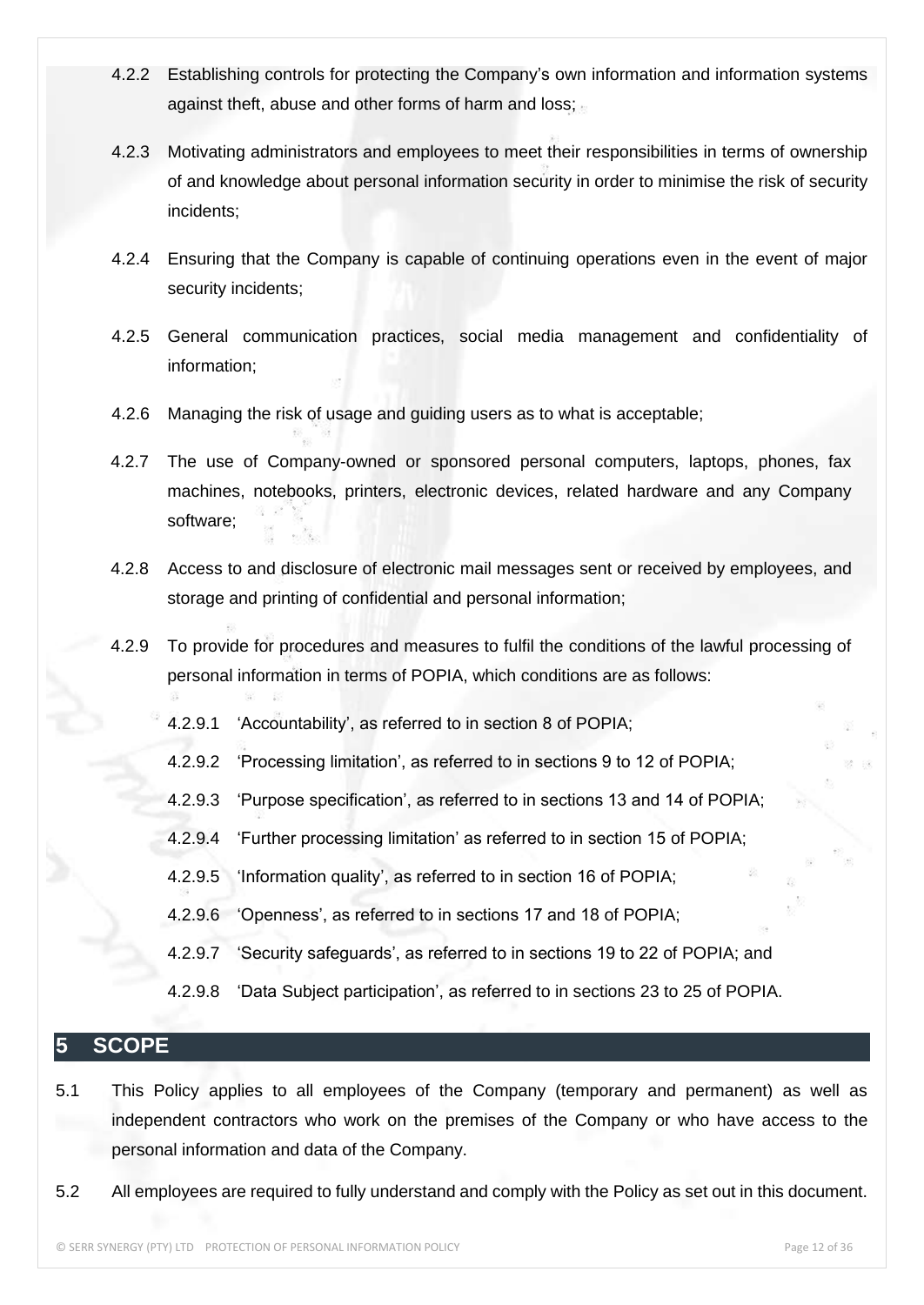4.2.2 Establishing controls for protecting the Company's own information and information systems against theft, abuse and other forms of harm and loss;

4.2.3 Motivating administrators and employees to meet their responsibilities in terms of ownership of and knowledge about personal information security in order to minimise the risk of security incidents;

4.2.4 Ensuring that the Company is capable of continuing operations even in the event of major security incidents;

4.2.5 General communication practices, social media management and confidentiality of information;

4.2.6 Managing the risk of usage and guiding users as to what is acceptable;

4.2.7 The use of Company-owned or sponsored personal computers, laptops, phones, fax machines, notebooks, printers, electronic devices, related hardware and any Company software;

4.2.8 Access to and disclosure of electronic mail messages sent or received by employees, and storage and printing of confidential and personal information;

4.2.9 To provide for procedures and measures to fulfil the conditions of the lawful processing of personal information in terms of POPIA, which conditions are as follows:

4.2.9.1 'Accountability', as referred to in section 8 of POPIA;

4.2.9.2 'Processing limitation', as referred to in sections 9 to 12 of POPIA;

4.2.9.3 'Purpose specification', as referred to in sections 13 and 14 of POPIA;

4.2.9.4 'Further processing limitation' as referred to in section 15 of POPIA;

4.2.9.5 'Information quality', as referred to in section 16 of POPIA;

4.2.9.6 'Openness', as referred to in sections 17 and 18 of POPIA;

4.2.9.7 'Security safeguards', as referred to in sections 19 to 22 of POPIA; and

4.2.9.8 'Data Subject participation', as referred to in sections 23 to 25 of POPIA.

## 5 SCOPE

5.1 This Policy applies to all employees of the Company (temporary and permanent) as well as independent contractors who work on the premises of the Company or who have access to the personal information and data of the Company.

5.2 All employees are required to fully understand and comply with the Policy as set out in this document.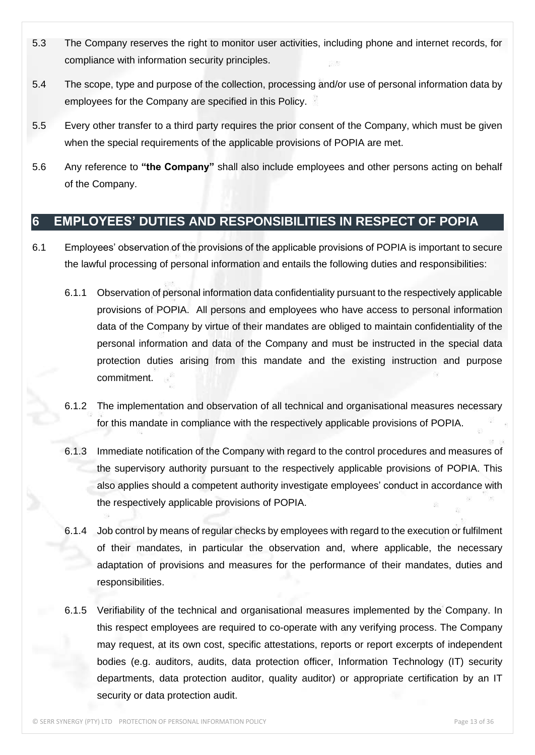5.3 The Company reserves the right to monitor user activities, including phone and internet records, for compliance with information security principles.

5.4 The scope, type and purpose of the collection, processing and/or use of personal information data by employees for the Company are specified in this Policy.

5.5 Every other transfer to a third party requires the prior consent of the Company, which must be given when the special requirements of the applicable provisions of POPIA are met.

5.6 Any reference to **"the Company"** shall also include employees and other persons acting on behalf of the Company.

## 6 EMPLOYEES' DUTIES AND RESPONSIBILITIES IN RESPECT OF POPIA

6.1 Employees' observation of the provisions of the applicable provisions of POPIA is important to secure the lawful processing of personal information and entails the following duties and responsibilities:

6.1.1 Observation of personal information data confidentiality pursuant to the respectively applicable provisions of POPIA. All persons and employees who have access to personal information data of the Company by virtue of their mandates are obliged to maintain confidentiality of the personal information and data of the Company and must be instructed in the special data protection duties arising from this mandate and the existing instruction and purpose commitment.

6.1.2 The implementation and observation of all technical and organisational measures necessary for this mandate in compliance with the respectively applicable provisions of POPIA.

6.1.3 Immediate notification of the Company with regard to the control procedures and measures of the supervisory authority pursuant to the respectively applicable provisions of POPIA. This also applies should a competent authority investigate employees' conduct in accordance with the respectively applicable provisions of POPIA.

6.1.4 Job control by means of regular checks by employees with regard to the execution or fulfilment of their mandates, in particular the observation and, where applicable, the necessary adaptation of provisions and measures for the performance of their mandates, duties and responsibilities.

6.1.5 Verifiability of the technical and organisational measures implemented by the Company. In this respect employees are required to co-operate with any verifying process. The Company may request, at its own cost, specific attestations, reports or report excerpts of independent bodies (e.g. auditors, audits, data protection officer, Information Technology (IT) security departments, data protection auditor, quality auditor) or appropriate certification by an IT security or data protection audit.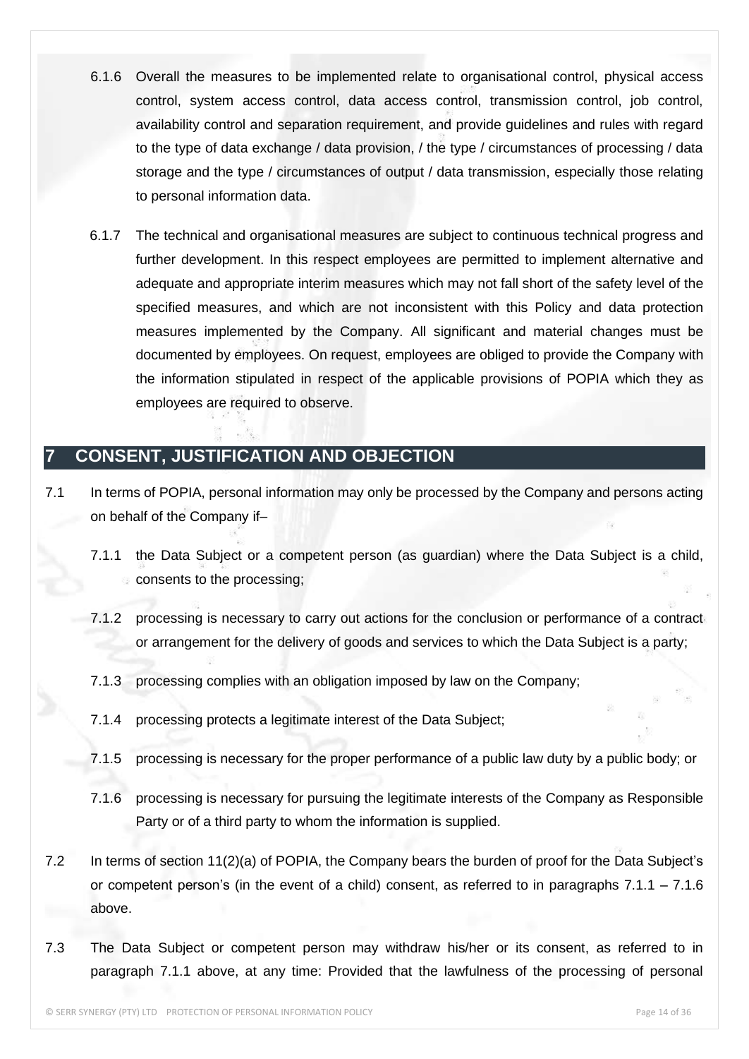6.1.6 Overall the measures to be implemented relate to organisational control, physical access control, system access control, data access control, transmission control, job control, availability control and separation requirement, and provide guidelines and rules with regard to the type of data exchange / data provision, / the type / circumstances of processing / data storage and the type / circumstances of output / data transmission, especially those relating to personal information data.

6.1.7 The technical and organisational measures are subject to continuous technical progress and further development. In this respect employees are permitted to implement alternative and adequate and appropriate interim measures which may not fall short of the safety level of the specified measures, and which are not inconsistent with this Policy and data protection measures implemented by the Company. All significant and material changes must be documented by employees. On request, employees are obliged to provide the Company with the information stipulated in respect of the applicable provisions of POPIA which they as employees are required to observe.

## 7 CONSENT, JUSTIFICATION AND OBJECTION

7.1 In terms of POPIA, personal information may only be processed by the Company and persons acting on behalf of the Company if–

7.1.1 the Data Subject or a competent person (as guardian) where the Data Subject is a child, consents to the processing;

7.1.2 processing is necessary to carry out actions for the conclusion or performance of a contract or arrangement for the delivery of goods and services to which the Data Subject is a party;

7.1.3 processing complies with an obligation imposed by law on the Company;

7.1.4 processing protects a legitimate interest of the Data Subject;

7.1.5 processing is necessary for the proper performance of a public law duty by a public body; or

7.1.6 processing is necessary for pursuing the legitimate interests of the Company as Responsible Party or of a third party to whom the information is supplied.

7.2 In terms of section 11(2)(a) of POPIA, the Company bears the burden of proof for the Data Subject's or competent person's (in the event of a child) consent, as referred to in paragraphs 7.1.1 – 7.1.6 above.

7.3 The Data Subject or competent person may withdraw his/her or its consent, as referred to in paragraph 7.1.1 above, at any time: Provided that the lawfulness of the processing of personal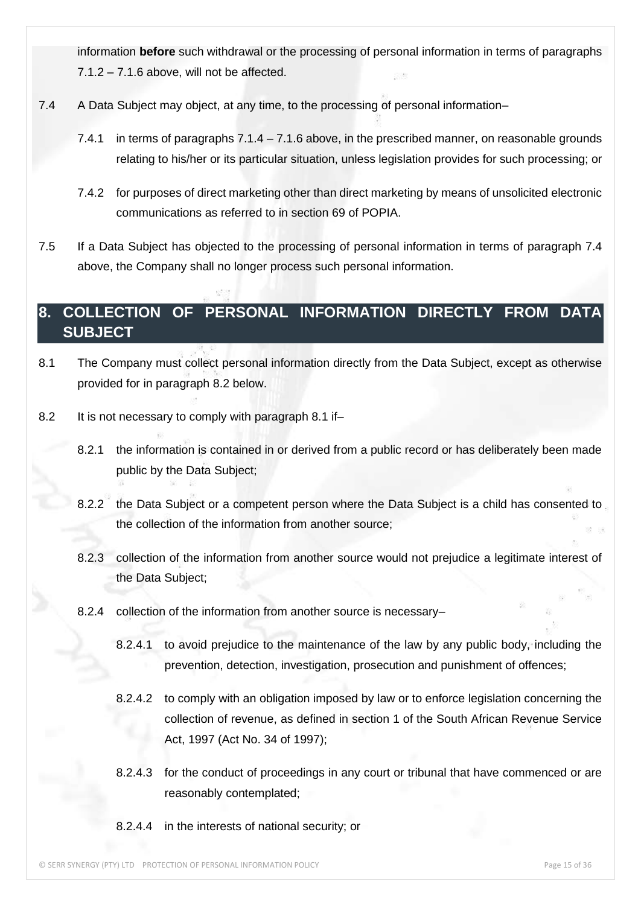information **before** such withdrawal or the processing of personal information in terms of paragraphs 7.1.2 – 7.1.6 above, will not be affected.

7.4 A Data Subject may object, at any time, to the processing of personal information–

7.4.1 in terms of paragraphs 7.1.4 – 7.1.6 above, in the prescribed manner, on reasonable grounds relating to his/her or its particular situation, unless legislation provides for such processing; or

7.4.2 for purposes of direct marketing other than direct marketing by means of unsolicited electronic communications as referred to in section 69 of POPIA.

7.5 If a Data Subject has objected to the processing of personal information in terms of paragraph 7.4 above, the Company shall no longer process such personal information.

## 8. COLLECTION OF PERSONAL INFORMATION DIRECTLY FROM DATA SUBJECT

8.1 The Company must collect personal information directly from the Data Subject, except as otherwise provided for in paragraph 8.2 below.

8.2 It is not necessary to comply with paragraph 8.1 if–

8.2.1 the information is contained in or derived from a public record or has deliberately been made public by the Data Subject;

8.2.2 the Data Subject or a competent person where the Data Subject is a child has consented to the collection of the information from another source;

8.2.3 collection of the information from another source would not prejudice a legitimate interest of the Data Subject;

8.2.4 collection of the information from another source is necessary–

8.2.4.1 to avoid prejudice to the maintenance of the law by any public body, including the prevention, detection, investigation, prosecution and punishment of offences;

8.2.4.2 to comply with an obligation imposed by law or to enforce legislation concerning the collection of revenue, as defined in section 1 of the South African Revenue Service Act, 1997 (Act No. 34 of 1997);

8.2.4.3 for the conduct of proceedings in any court or tribunal that have commenced or are reasonably contemplated;

8.2.4.4 in the interests of national security; or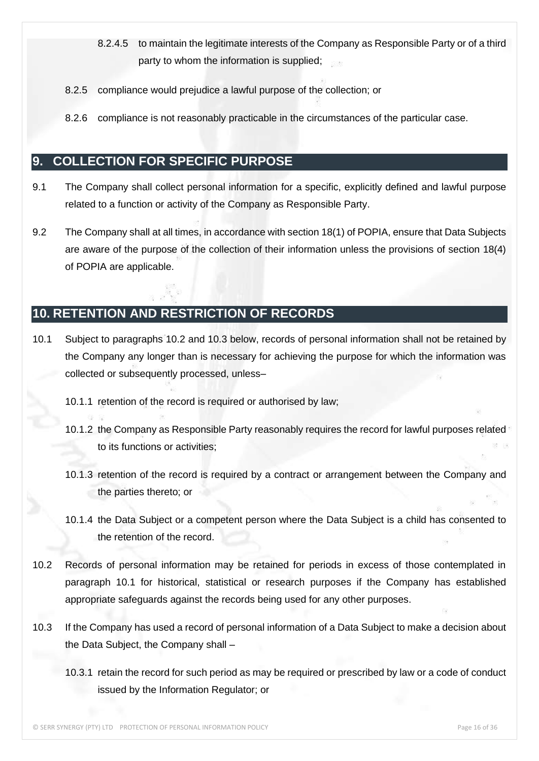8.2.4.5 to maintain the legitimate interests of the Company as Responsible Party or of a third party to whom the information is supplied;

8.2.5 compliance would prejudice a lawful purpose of the collection; or

8.2.6 compliance is not reasonably practicable in the circumstances of the particular case.

## 9. COLLECTION FOR SPECIFIC PURPOSE

9.1 The Company shall collect personal information for a specific, explicitly defined and lawful purpose related to a function or activity of the Company as Responsible Party.

9.2 The Company shall at all times, in accordance with section 18(1) of POPIA, ensure that Data Subjects are aware of the purpose of the collection of their information unless the provisions of section 18(4) of POPIA are applicable.

## 10. RETENTION AND RESTRICTION OF RECORDS

10.1 Subject to paragraphs 10.2 and 10.3 below, records of personal information shall not be retained by the Company any longer than is necessary for achieving the purpose for which the information was collected or subsequently processed, unless–

10.1.1 retention of the record is required or authorised by law;

10.1.2 the Company as Responsible Party reasonably requires the record for lawful purposes related to its functions or activities;

10.1.3 retention of the record is required by a contract or arrangement between the Company and the parties thereto; or

10.1.4 the Data Subject or a competent person where the Data Subject is a child has consented to the retention of the record.

10.2 Records of personal information may be retained for periods in excess of those contemplated in paragraph 10.1 for historical, statistical or research purposes if the Company has established appropriate safeguards against the records being used for any other purposes.

10.3 If the Company has used a record of personal information of a Data Subject to make a decision about the Data Subject, the Company shall –

10.3.1 retain the record for such period as may be required or prescribed by law or a code of conduct issued by the Information Regulator; or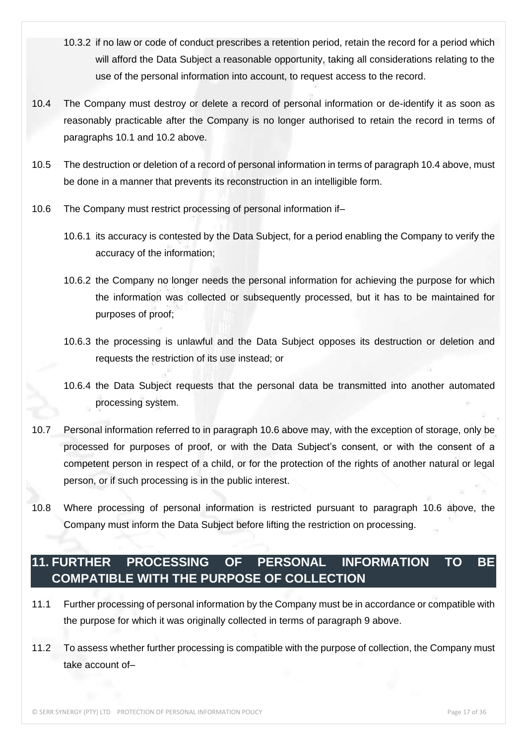10.3.2 if no law or code of conduct prescribes a retention period, retain the record for a period which will afford the Data Subject a reasonable opportunity, taking all considerations relating to the use of the personal information into account, to request access to the record.

10.4 The Company must destroy or delete a record of personal information or de-identify it as soon as reasonably practicable after the Company is no longer authorised to retain the record in terms of paragraphs 10.1 and 10.2 above.

10.5 The destruction or deletion of a record of personal information in terms of paragraph 10.4 above, must be done in a manner that prevents its reconstruction in an intelligible form.

10.6 The Company must restrict processing of personal information if–

10.6.1 its accuracy is contested by the Data Subject, for a period enabling the Company to verify the accuracy of the information;

10.6.2 the Company no longer needs the personal information for achieving the purpose for which the information was collected or subsequently processed, but it has to be maintained for purposes of proof;

10.6.3 the processing is unlawful and the Data Subject opposes its destruction or deletion and requests the restriction of its use instead; or

10.6.4 the Data Subject requests that the personal data be transmitted into another automated processing system.

10.7 Personal information referred to in paragraph 10.6 above may, with the exception of storage, only be processed for purposes of proof, or with the Data Subject's consent, or with the consent of a competent person in respect of a child, or for the protection of the rights of another natural or legal person, or if such processing is in the public interest.

10.8 Where processing of personal information is restricted pursuant to paragraph 10.6 above, the Company must inform the Data Subject before lifting the restriction on processing.

## 11. FURTHER PROCESSING OF PERSONAL INFORMATION TO BE COMPATIBLE WITH THE PURPOSE OF COLLECTION

11.1 Further processing of personal information by the Company must be in accordance or compatible with the purpose for which it was originally collected in terms of paragraph 9 above.

11.2 To assess whether further processing is compatible with the purpose of collection, the Company must take account of–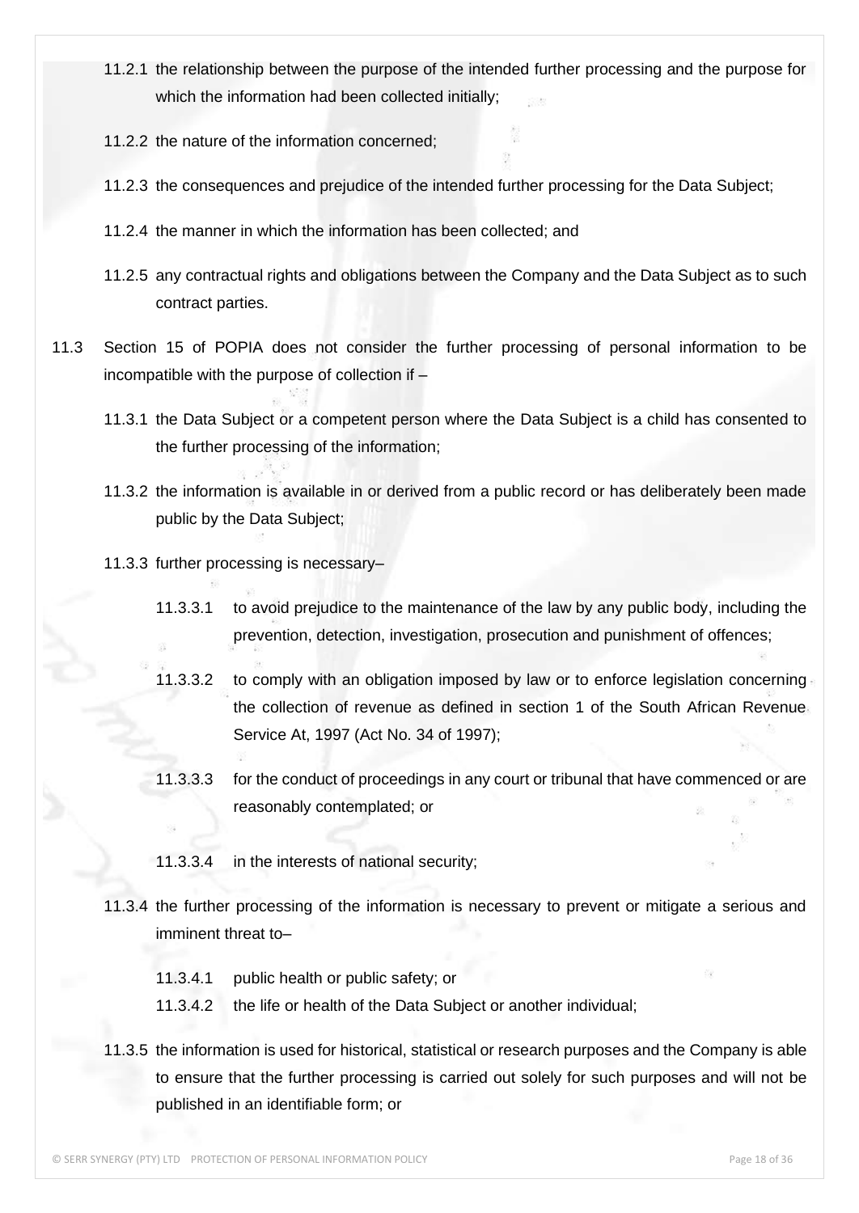11.2.1 the relationship between the purpose of the intended further processing and the purpose for which the information had been collected initially;

11.2.2 the nature of the information concerned;

11.2.3 the consequences and prejudice of the intended further processing for the Data Subject;

11.2.4 the manner in which the information has been collected; and

11.2.5 any contractual rights and obligations between the Company and the Data Subject as to such contract parties.

11.3 Section 15 of POPIA does not consider the further processing of personal information to be incompatible with the purpose of collection if –

11.3.1 the Data Subject or a competent person where the Data Subject is a child has consented to the further processing of the information;

11.3.2 the information is available in or derived from a public record or has deliberately been made public by the Data Subject;

11.3.3 further processing is necessary–

11.3.3.1 to avoid prejudice to the maintenance of the law by any public body, including the prevention, detection, investigation, prosecution and punishment of offences;

11.3.3.2 to comply with an obligation imposed by law or to enforce legislation concerning the collection of revenue as defined in section 1 of the South African Revenue Service At, 1997 (Act No. 34 of 1997);

11.3.3.3 for the conduct of proceedings in any court or tribunal that have commenced or are reasonably contemplated; or

11.3.3.4 in the interests of national security;

11.3.4 the further processing of the information is necessary to prevent or mitigate a serious and imminent threat to–

11.3.4.1 public health or public safety; or

11.3.4.2 the life or health of the Data Subject or another individual;

11.3.5 the information is used for historical, statistical or research purposes and the Company is able to ensure that the further processing is carried out solely for such purposes and will not be published in an identifiable form; or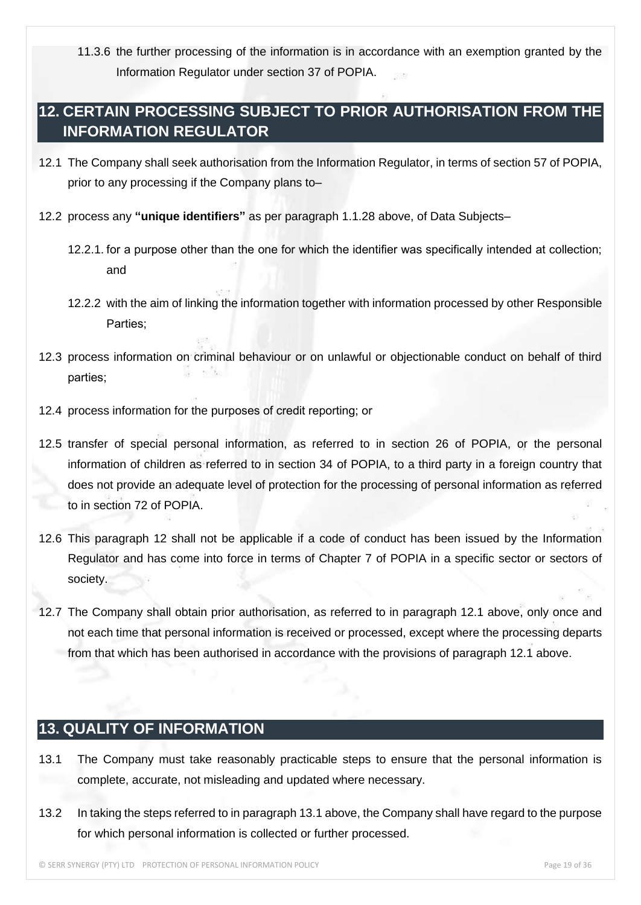11.3.6 the further processing of the information is in accordance with an exemption granted by the Information Regulator under section 37 of POPIA.

## 12. CERTAIN PROCESSING SUBJECT TO PRIOR AUTHORISATION FROM THE INFORMATION REGULATOR

12.1 The Company shall seek authorisation from the Information Regulator, in terms of section 57 of POPIA, prior to any processing if the Company plans to–

12.2 process any **"unique identifiers"** as per paragraph 1.1.28 above, of Data Subjects–

12.2.1. for a purpose other than the one for which the identifier was specifically intended at collection; and

12.2.2 with the aim of linking the information together with information processed by other Responsible Parties;

12.3 process information on criminal behaviour or on unlawful or objectionable conduct on behalf of third parties;

12.4 process information for the purposes of credit reporting; or

12.5 transfer of special personal information, as referred to in section 26 of POPIA, or the personal information of children as referred to in section 34 of POPIA, to a third party in a foreign country that does not provide an adequate level of protection for the processing of personal information as referred to in section 72 of POPIA.

12.6 This paragraph 12 shall not be applicable if a code of conduct has been issued by the Information Regulator and has come into force in terms of Chapter 7 of POPIA in a specific sector or sectors of society.

12.7 The Company shall obtain prior authorisation, as referred to in paragraph 12.1 above, only once and not each time that personal information is received or processed, except where the processing departs from that which has been authorised in accordance with the provisions of paragraph 12.1 above.

## 13. QUALITY OF INFORMATION

13.1 The Company must take reasonably practicable steps to ensure that the personal information is complete, accurate, not misleading and updated where necessary.

13.2 In taking the steps referred to in paragraph 13.1 above, the Company shall have regard to the purpose for which personal information is collected or further processed.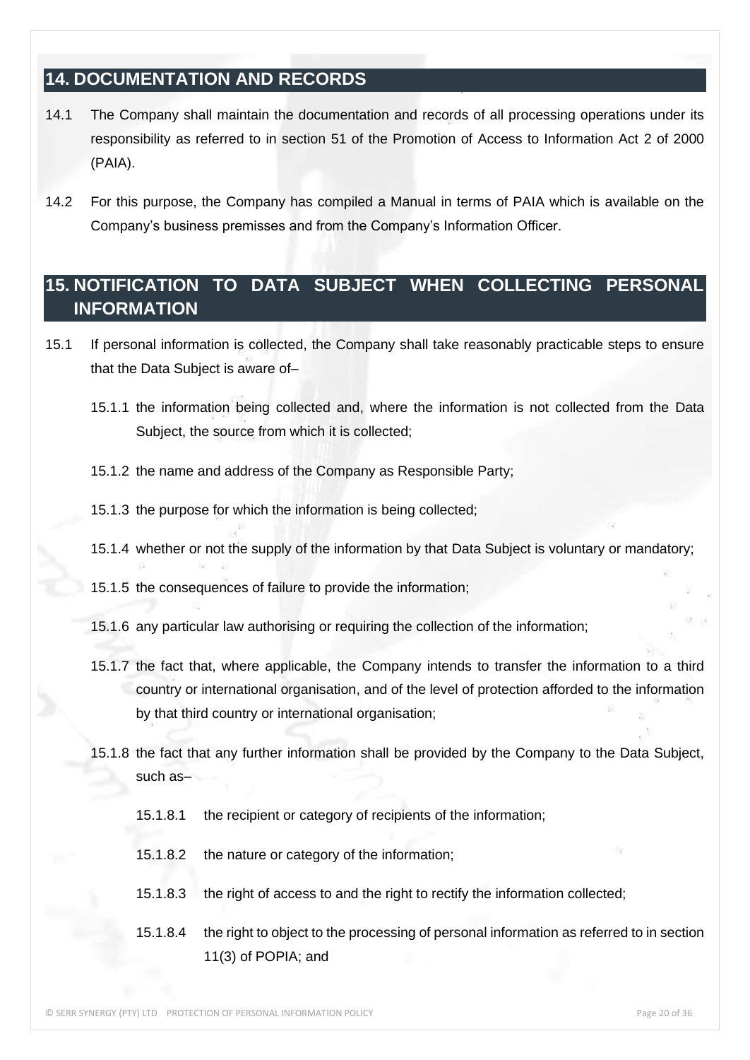## 14. DOCUMENTATION AND RECORDS

14.1 The Company shall maintain the documentation and records of all processing operations under its responsibility as referred to in section 51 of the Promotion of Access to Information Act 2 of 2000 (PAIA).

14.2 For this purpose, the Company has compiled a Manual in terms of PAIA which is available on the Company's business premisses and from the Company's Information Officer.

## 15. NOTIFICATION TO DATA SUBJECT WHEN COLLECTING PERSONAL INFORMATION

15.1 If personal information is collected, the Company shall take reasonably practicable steps to ensure that the Data Subject is aware of–

15.1.1 the information being collected and, where the information is not collected from the Data Subject, the source from which it is collected;

15.1.2 the name and address of the Company as Responsible Party;

15.1.3 the purpose for which the information is being collected;

15.1.4 whether or not the supply of the information by that Data Subject is voluntary or mandatory;

15.1.5 the consequences of failure to provide the information;

15.1.6 any particular law authorising or requiring the collection of the information;

15.1.7 the fact that, where applicable, the Company intends to transfer the information to a third country or international organisation, and of the level of protection afforded to the information by that third country or international organisation;

15.1.8 the fact that any further information shall be provided by the Company to the Data Subject, such as–

15.1.8.1 the recipient or category of recipients of the information;

15.1.8.2 the nature or category of the information;

15.1.8.3 the right of access to and the right to rectify the information collected;

15.1.8.4 the right to object to the processing of personal information as referred to in section 11(3) of POPIA; and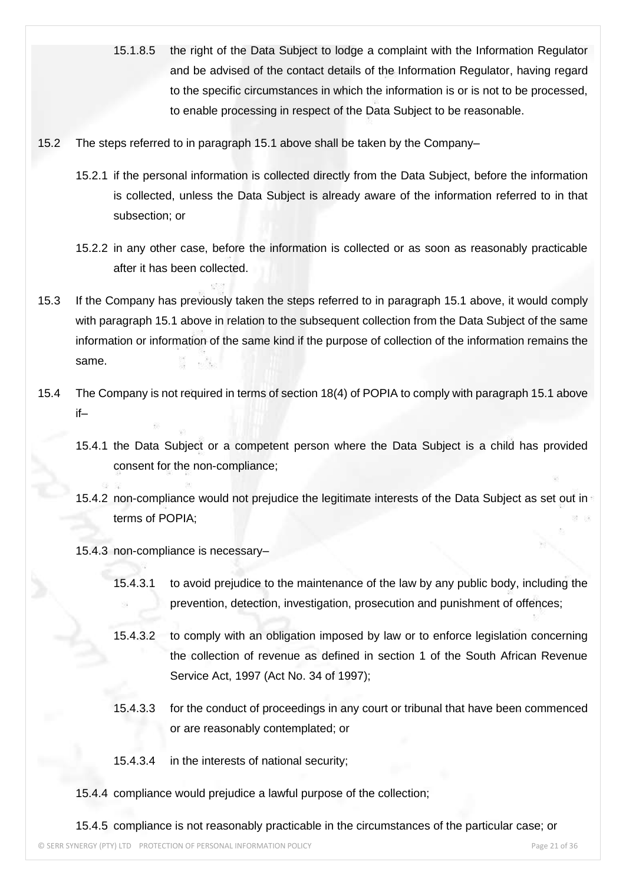15.1.8.5 the right of the Data Subject to lodge a complaint with the Information Regulator and be advised of the contact details of the Information Regulator, having regard to the specific circumstances in which the information is or is not to be processed, to enable processing in respect of the Data Subject to be reasonable.

15.2 The steps referred to in paragraph 15.1 above shall be taken by the Company–

15.2.1 if the personal information is collected directly from the Data Subject, before the information is collected, unless the Data Subject is already aware of the information referred to in that subsection; or

15.2.2 in any other case, before the information is collected or as soon as reasonably practicable after it has been collected.

15.3 If the Company has previously taken the steps referred to in paragraph 15.1 above, it would comply with paragraph 15.1 above in relation to the subsequent collection from the Data Subject of the same information or information of the same kind if the purpose of collection of the information remains the same.

15.4 The Company is not required in terms of section 18(4) of POPIA to comply with paragraph 15.1 above if–

15.4.1 the Data Subject or a competent person where the Data Subject is a child has provided consent for the non-compliance;

15.4.2 non-compliance would not prejudice the legitimate interests of the Data Subject as set out in terms of POPIA;

15.4.3 non-compliance is necessary–

15.4.3.1 to avoid prejudice to the maintenance of the law by any public body, including the prevention, detection, investigation, prosecution and punishment of offences;

15.4.3.2 to comply with an obligation imposed by law or to enforce legislation concerning the collection of revenue as defined in section 1 of the South African Revenue Service Act, 1997 (Act No. 34 of 1997);

15.4.3.3 for the conduct of proceedings in any court or tribunal that have been commenced or are reasonably contemplated; or

15.4.3.4 in the interests of national security;

15.4.4 compliance would prejudice a lawful purpose of the collection;

15.4.5 compliance is not reasonably practicable in the circumstances of the particular case; or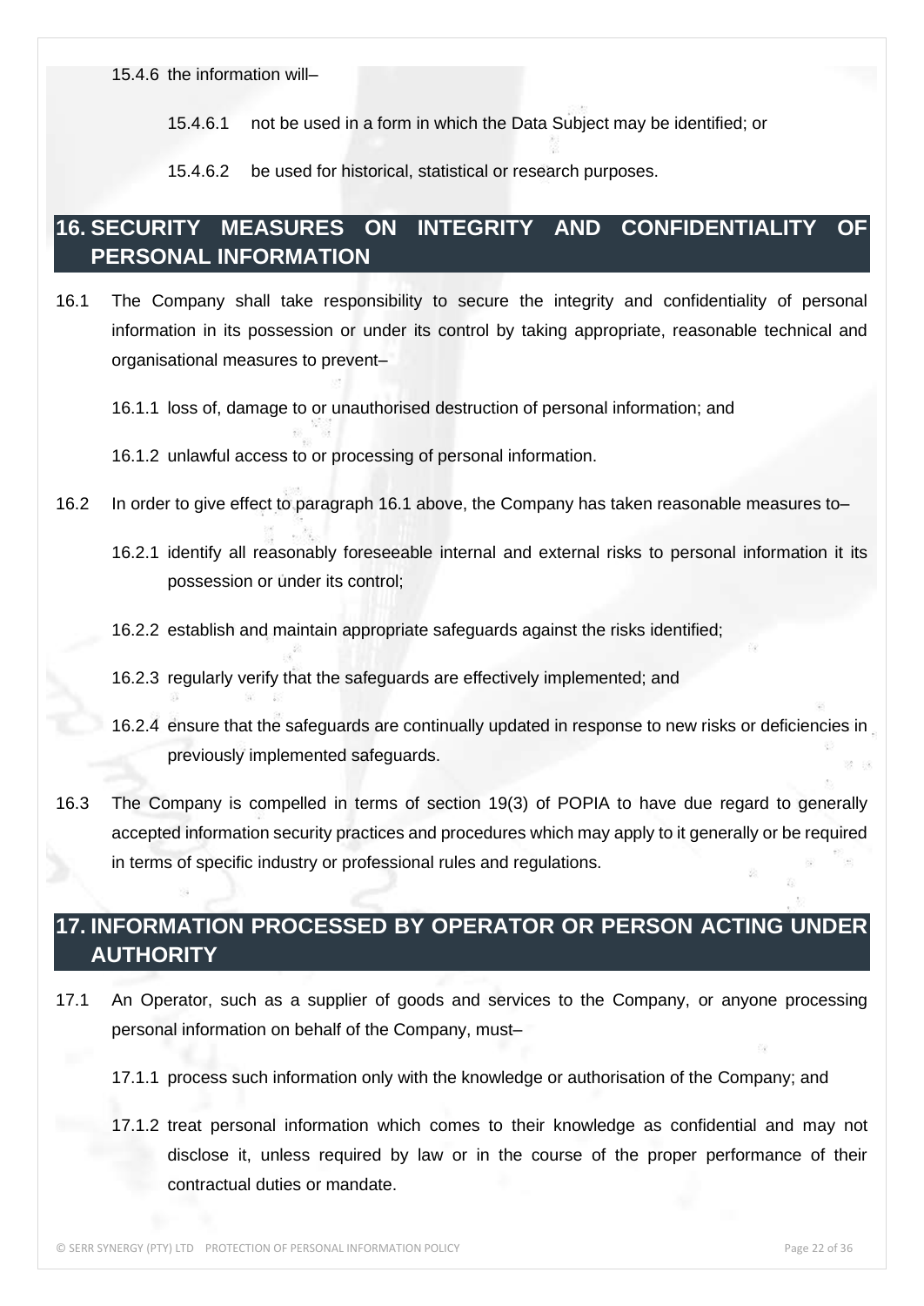15.4.6 the information will–

15.4.6.1 not be used in a form in which the Data Subject may be identified; or

15.4.6.2 be used for historical, statistical or research purposes.

## 16. SECURITY MEASURES ON INTEGRITY AND CONFIDENTIALITY OF PERSONAL INFORMATION

16.1 The Company shall take responsibility to secure the integrity and confidentiality of personal information in its possession or under its control by taking appropriate, reasonable technical and organisational measures to prevent–

16.1.1 loss of, damage to or unauthorised destruction of personal information; and

16.1.2 unlawful access to or processing of personal information.

16.2 In order to give effect to paragraph 16.1 above, the Company has taken reasonable measures to–

16.2.1 identify all reasonably foreseeable internal and external risks to personal information it its possession or under its control;

16.2.2 establish and maintain appropriate safeguards against the risks identified;

16.2.3 regularly verify that the safeguards are effectively implemented; and

16.2.4 ensure that the safeguards are continually updated in response to new risks or deficiencies in previously implemented safeguards.

16.3 The Company is compelled in terms of section 19(3) of POPIA to have due regard to generally accepted information security practices and procedures which may apply to it generally or be required in terms of specific industry or professional rules and regulations.

## 17. INFORMATION PROCESSED BY OPERATOR OR PERSON ACTING UNDER AUTHORITY

17.1 An Operator, such as a supplier of goods and services to the Company, or anyone processing personal information on behalf of the Company, must–

17.1.1 process such information only with the knowledge or authorisation of the Company; and

17.1.2 treat personal information which comes to their knowledge as confidential and may not disclose it, unless required by law or in the course of the proper performance of their contractual duties or mandate.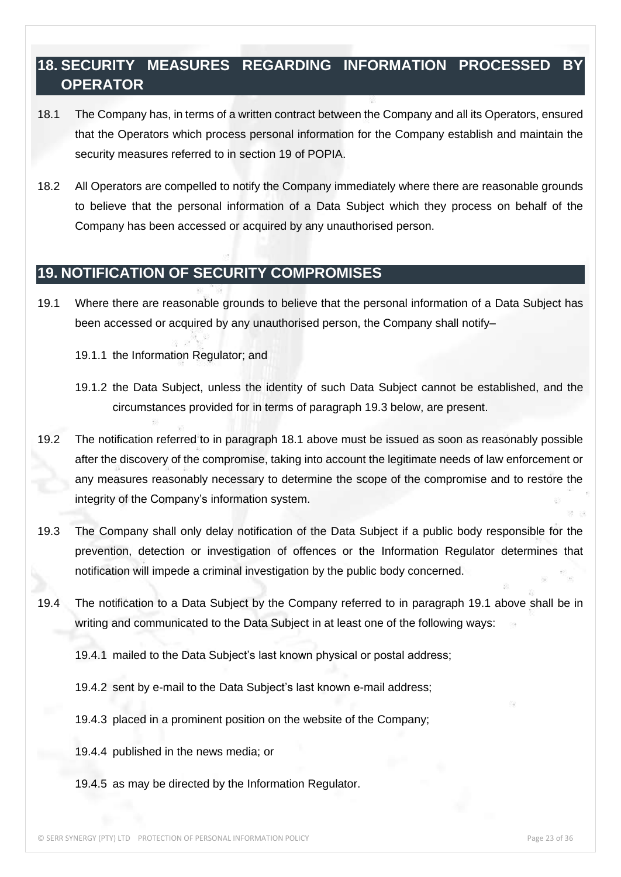## 18. SECURITY MEASURES REGARDING INFORMATION PROCESSED BY OPERATOR

18.1 The Company has, in terms of a written contract between the Company and all its Operators, ensured that the Operators which process personal information for the Company establish and maintain the security measures referred to in section 19 of POPIA.

18.2 All Operators are compelled to notify the Company immediately where there are reasonable grounds to believe that the personal information of a Data Subject which they process on behalf of the Company has been accessed or acquired by any unauthorised person.

## 19. NOTIFICATION OF SECURITY COMPROMISES

19.1 Where there are reasonable grounds to believe that the personal information of a Data Subject has been accessed or acquired by any unauthorised person, the Company shall notify–

19.1.1 the Information Regulator; and

19.1.2 the Data Subject, unless the identity of such Data Subject cannot be established, and the circumstances provided for in terms of paragraph 19.3 below, are present.

19.2 The notification referred to in paragraph 18.1 above must be issued as soon as reasonably possible after the discovery of the compromise, taking into account the legitimate needs of law enforcement or any measures reasonably necessary to determine the scope of the compromise and to restore the integrity of the Company's information system.

19.3 The Company shall only delay notification of the Data Subject if a public body responsible for the prevention, detection or investigation of offences or the Information Regulator determines that notification will impede a criminal investigation by the public body concerned.

19.4 The notification to a Data Subject by the Company referred to in paragraph 19.1 above shall be in writing and communicated to the Data Subject in at least one of the following ways:

19.4.1 mailed to the Data Subject's last known physical or postal address;

19.4.2 sent by e-mail to the Data Subject's last known e-mail address;

19.4.3 placed in a prominent position on the website of the Company;

19.4.4 published in the news media; or

19.4.5 as may be directed by the Information Regulator.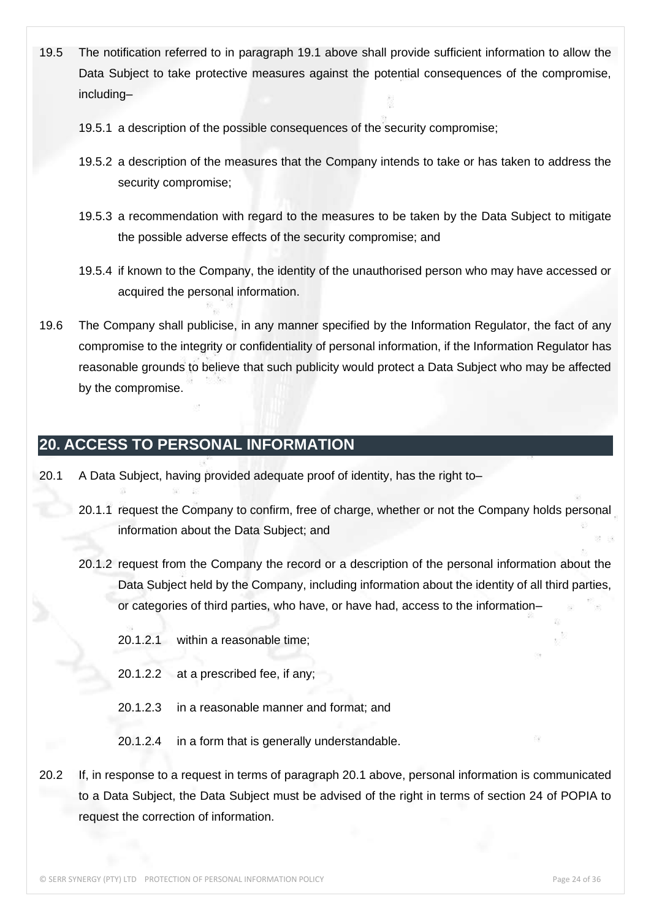19.5 The notification referred to in paragraph 19.1 above shall provide sufficient information to allow the Data Subject to take protective measures against the potential consequences of the compromise, including–

19.5.1 a description of the possible consequences of the security compromise;

19.5.2 a description of the measures that the Company intends to take or has taken to address the security compromise;

19.5.3 a recommendation with regard to the measures to be taken by the Data Subject to mitigate the possible adverse effects of the security compromise; and

19.5.4 if known to the Company, the identity of the unauthorised person who may have accessed or acquired the personal information.

19.6 The Company shall publicise, in any manner specified by the Information Regulator, the fact of any compromise to the integrity or confidentiality of personal information, if the Information Regulator has reasonable grounds to believe that such publicity would protect a Data Subject who may be affected by the compromise.

## 20. ACCESS TO PERSONAL INFORMATION

20.1 A Data Subject, having provided adequate proof of identity, has the right to–

20.1.1 request the Company to confirm, free of charge, whether or not the Company holds personal information about the Data Subject; and

20.1.2 request from the Company the record or a description of the personal information about the Data Subject held by the Company, including information about the identity of all third parties, or categories of third parties, who have, or have had, access to the information–

20.1.2.1 within a reasonable time;

20.1.2.2 at a prescribed fee, if any;

20.1.2.3 in a reasonable manner and format; and

20.1.2.4 in a form that is generally understandable.

20.2 If, in response to a request in terms of paragraph 20.1 above, personal information is communicated to a Data Subject, the Data Subject must be advised of the right in terms of section 24 of POPIA to request the correction of information.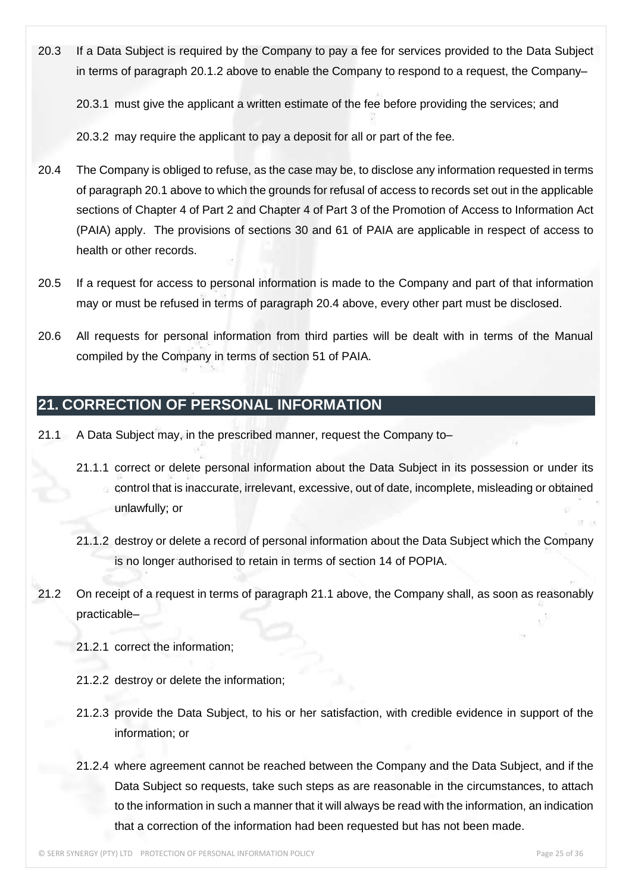20.3 If a Data Subject is required by the Company to pay a fee for services provided to the Data Subject in terms of paragraph 20.1.2 above to enable the Company to respond to a request, the Company–

20.3.1 must give the applicant a written estimate of the fee before providing the services; and

20.3.2 may require the applicant to pay a deposit for all or part of the fee.

20.4 The Company is obliged to refuse, as the case may be, to disclose any information requested in terms of paragraph 20.1 above to which the grounds for refusal of access to records set out in the applicable sections of Chapter 4 of Part 2 and Chapter 4 of Part 3 of the Promotion of Access to Information Act (PAIA) apply. The provisions of sections 30 and 61 of PAIA are applicable in respect of access to health or other records.

20.5 If a request for access to personal information is made to the Company and part of that information may or must be refused in terms of paragraph 20.4 above, every other part must be disclosed.

20.6 All requests for personal information from third parties will be dealt with in terms of the Manual compiled by the Company in terms of section 51 of PAIA.

## 21. CORRECTION OF PERSONAL INFORMATION

21.1 A Data Subject may, in the prescribed manner, request the Company to–

21.1.1 correct or delete personal information about the Data Subject in its possession or under its control that is inaccurate, irrelevant, excessive, out of date, incomplete, misleading or obtained unlawfully; or

21.1.2 destroy or delete a record of personal information about the Data Subject which the Company is no longer authorised to retain in terms of section 14 of POPIA.

21.2 On receipt of a request in terms of paragraph 21.1 above, the Company shall, as soon as reasonably practicable–

21.2.1 correct the information;

21.2.2 destroy or delete the information;

21.2.3 provide the Data Subject, to his or her satisfaction, with credible evidence in support of the information; or

21.2.4 where agreement cannot be reached between the Company and the Data Subject, and if the Data Subject so requests, take such steps as are reasonable in the circumstances, to attach to the information in such a manner that it will always be read with the information, an indication that a correction of the information had been requested but has not been made.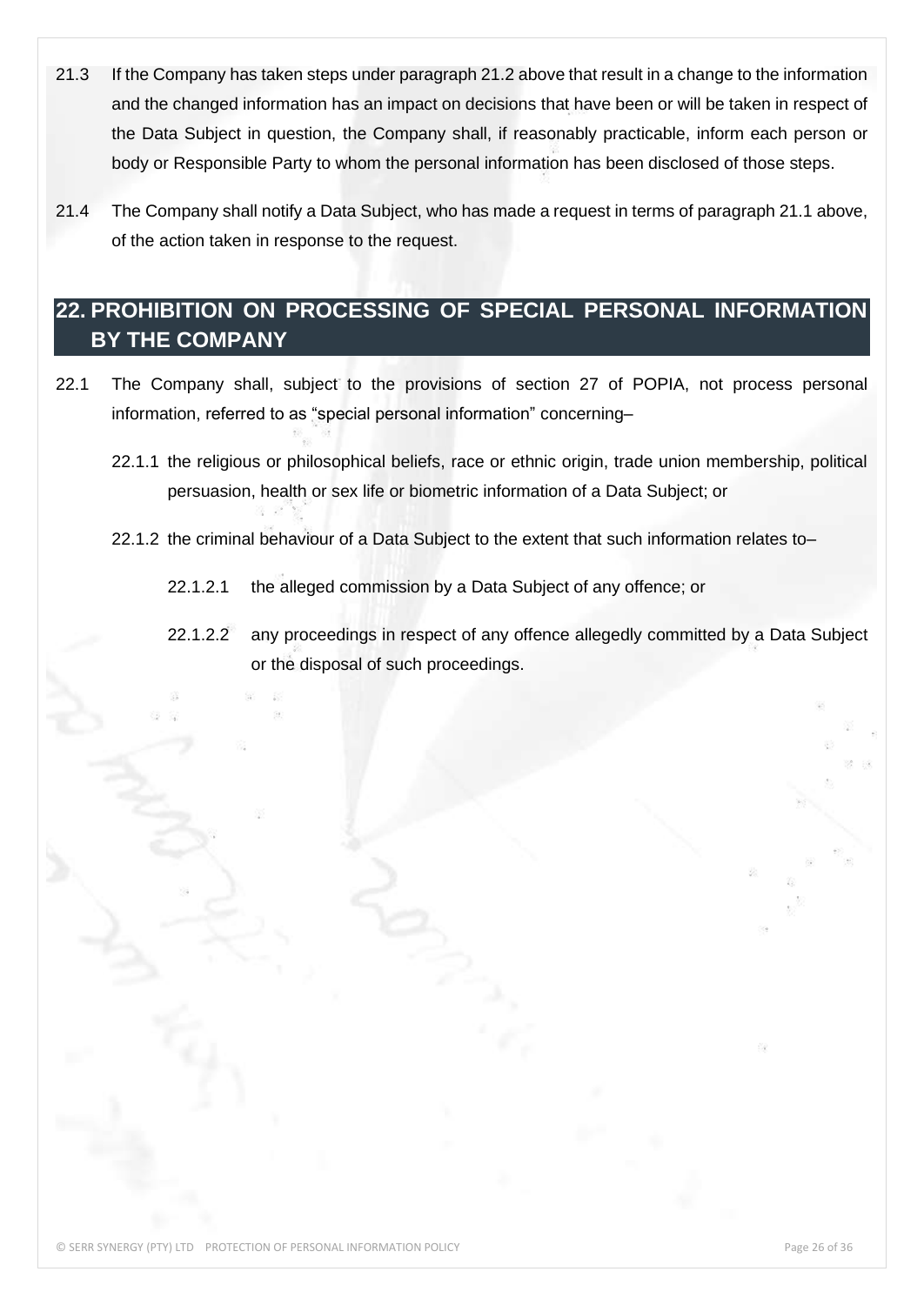21.3 If the Company has taken steps under paragraph 21.2 above that result in a change to the information and the changed information has an impact on decisions that have been or will be taken in respect of the Data Subject in question, the Company shall, if reasonably practicable, inform each person or body or Responsible Party to whom the personal information has been disclosed of those steps.

21.4 The Company shall notify a Data Subject, who has made a request in terms of paragraph 21.1 above, of the action taken in response to the request.

## 22. PROHIBITION ON PROCESSING OF SPECIAL PERSONAL INFORMATION BY THE COMPANY

22.1 The Company shall, subject to the provisions of section 27 of POPIA, not process personal information, referred to as "special personal information" concerning–

22.1.1 the religious or philosophical beliefs, race or ethnic origin, trade union membership, political persuasion, health or sex life or biometric information of a Data Subject; or

22.1.2 the criminal behaviour of a Data Subject to the extent that such information relates to–

22.1.2.1 the alleged commission by a Data Subject of any offence; or

22.1.2.2 any proceedings in respect of any offence allegedly committed by a Data Subject or the disposal of such proceedings.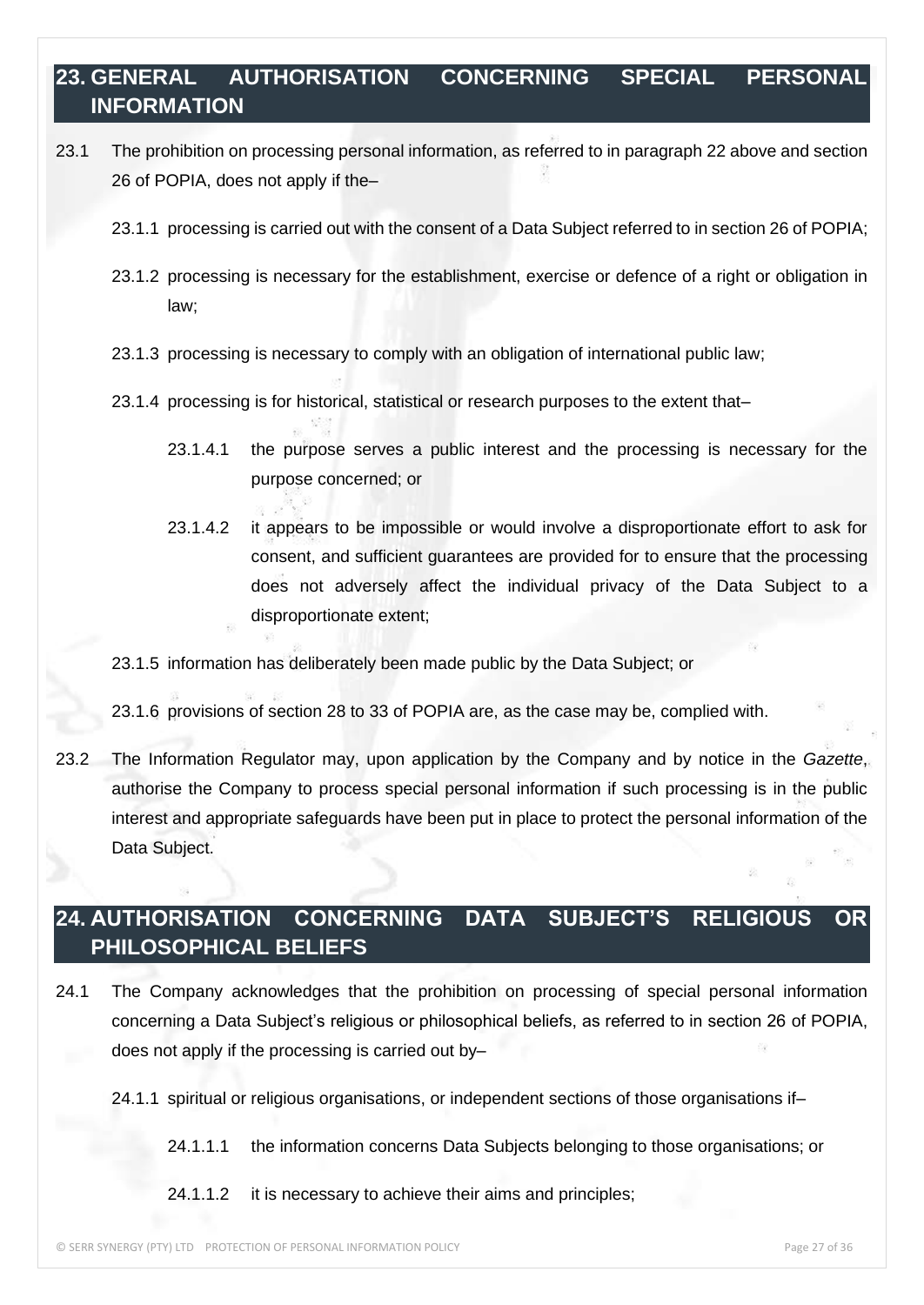## 23. GENERAL AUTHORISATION CONCERNING SPECIAL PERSONAL INFORMATION

23.1 The prohibition on processing personal information, as referred to in paragraph 22 above and section 26 of POPIA, does not apply if the–

23.1.1 processing is carried out with the consent of a Data Subject referred to in section 26 of POPIA;

23.1.2 processing is necessary for the establishment, exercise or defence of a right or obligation in law;

23.1.3 processing is necessary to comply with an obligation of international public law;

23.1.4 processing is for historical, statistical or research purposes to the extent that–

23.1.4.1 the purpose serves a public interest and the processing is necessary for the purpose concerned; or

23.1.4.2 it appears to be impossible or would involve a disproportionate effort to ask for consent, and sufficient guarantees are provided for to ensure that the processing does not adversely affect the individual privacy of the Data Subject to a disproportionate extent;

23.1.5 information has deliberately been made public by the Data Subject; or

23.1.6 provisions of section 28 to 33 of POPIA are, as the case may be, complied with.

23.2 The Information Regulator may, upon application by the Company and by notice in the *Gazette*, authorise the Company to process special personal information if such processing is in the public interest and appropriate safeguards have been put in place to protect the personal information of the Data Subject.

## 24. AUTHORISATION CONCERNING DATA SUBJECT'S RELIGIOUS OR PHILOSOPHICAL BELIEFS

24.1 The Company acknowledges that the prohibition on processing of special personal information concerning a Data Subject's religious or philosophical beliefs, as referred to in section 26 of POPIA, does not apply if the processing is carried out by–

24.1.1 spiritual or religious organisations, or independent sections of those organisations if–

24.1.1.1 the information concerns Data Subjects belonging to those organisations; or

24.1.1.2 it is necessary to achieve their aims and principles;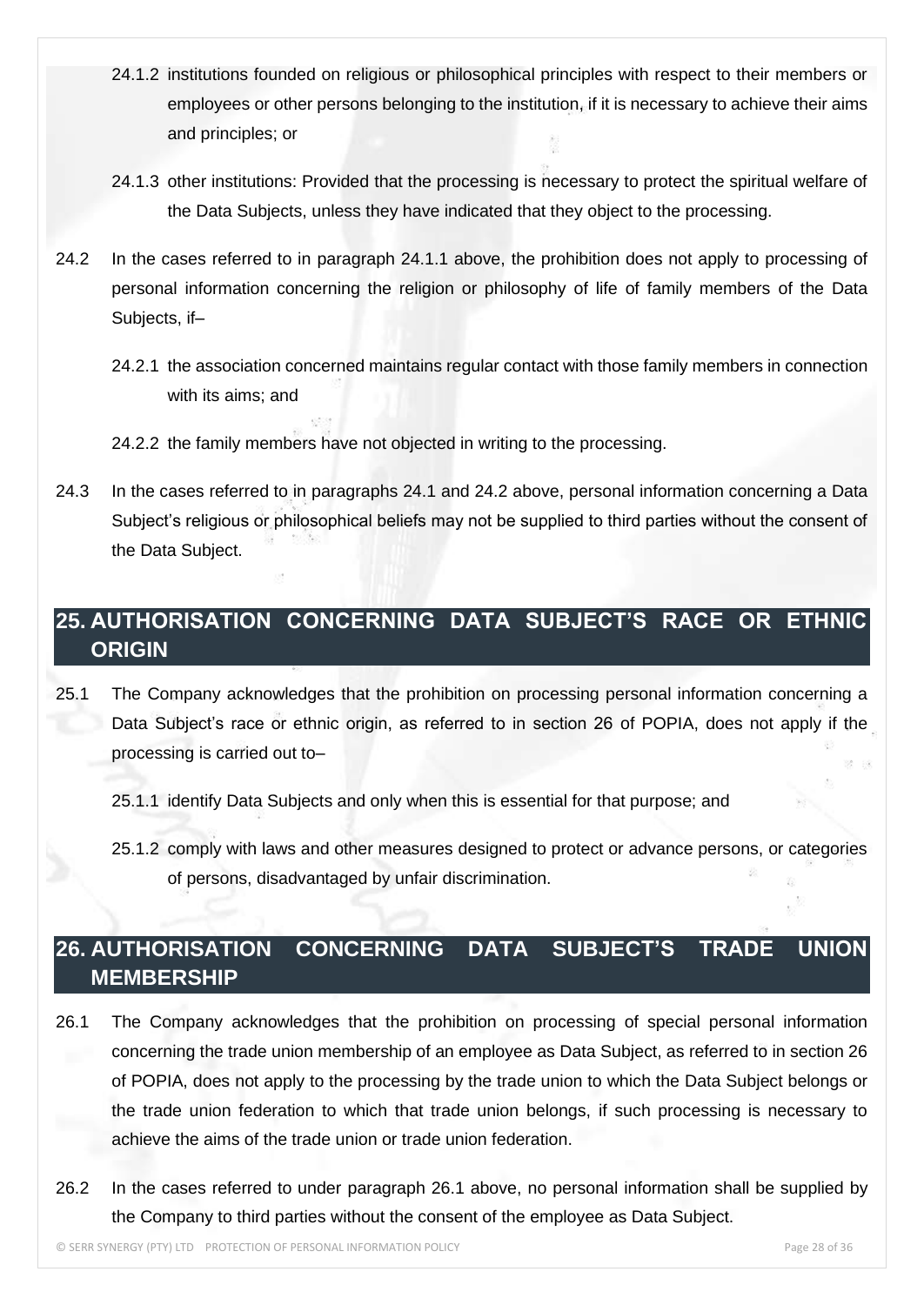24.1.2 institutions founded on religious or philosophical principles with respect to their members or employees or other persons belonging to the institution, if it is necessary to achieve their aims and principles; or

24.1.3 other institutions: Provided that the processing is necessary to protect the spiritual welfare of the Data Subjects, unless they have indicated that they object to the processing.

24.2 In the cases referred to in paragraph 24.1.1 above, the prohibition does not apply to processing of personal information concerning the religion or philosophy of life of family members of the Data Subjects, if–

24.2.1 the association concerned maintains regular contact with those family members in connection with its aims; and

24.2.2 the family members have not objected in writing to the processing.

24.3 In the cases referred to in paragraphs 24.1 and 24.2 above, personal information concerning a Data Subject's religious or philosophical beliefs may not be supplied to third parties without the consent of the Data Subject.

## 25. AUTHORISATION CONCERNING DATA SUBJECT'S RACE OR ETHNIC ORIGIN

25.1 The Company acknowledges that the prohibition on processing personal information concerning a Data Subject's race or ethnic origin, as referred to in section 26 of POPIA, does not apply if the processing is carried out to–

25.1.1 identify Data Subjects and only when this is essential for that purpose; and

25.1.2 comply with laws and other measures designed to protect or advance persons, or categories of persons, disadvantaged by unfair discrimination.

## 26. AUTHORISATION CONCERNING DATA SUBJECT'S TRADE UNION MEMBERSHIP

26.1 The Company acknowledges that the prohibition on processing of special personal information concerning the trade union membership of an employee as Data Subject, as referred to in section 26 of POPIA, does not apply to the processing by the trade union to which the Data Subject belongs or the trade union federation to which that trade union belongs, if such processing is necessary to achieve the aims of the trade union or trade union federation.

26.2 In the cases referred to under paragraph 26.1 above, no personal information shall be supplied by the Company to third parties without the consent of the employee as Data Subject.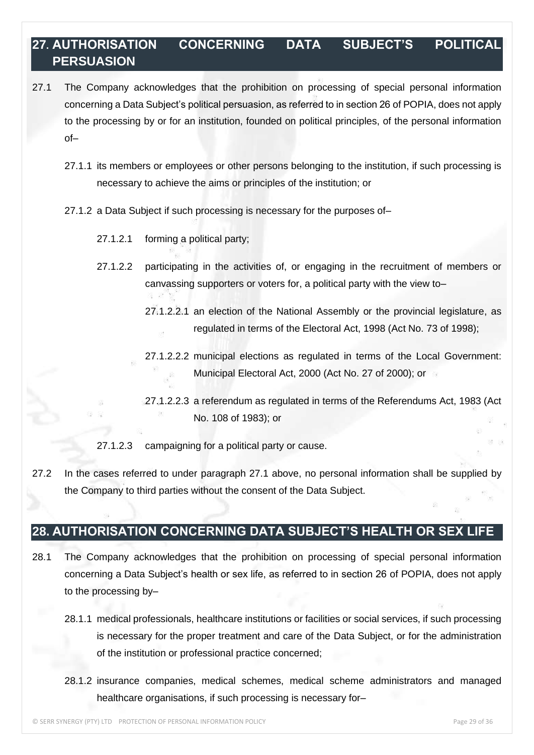## 27. AUTHORISATION CONCERNING DATA SUBJECT'S POLITICAL PERSUASION

27.1 The Company acknowledges that the prohibition on processing of special personal information concerning a Data Subject's political persuasion, as referred to in section 26 of POPIA, does not apply to the processing by or for an institution, founded on political principles, of the personal information of–

27.1.1 its members or employees or other persons belonging to the institution, if such processing is necessary to achieve the aims or principles of the institution; or

27.1.2 a Data Subject if such processing is necessary for the purposes of–

27.1.2.1 forming a political party;

27.1.2.2 participating in the activities of, or engaging in the recruitment of members or canvassing supporters or voters for, a political party with the view to–

27.1.2.2.1 an election of the National Assembly or the provincial legislature, as regulated in terms of the Electoral Act, 1998 (Act No. 73 of 1998);

27.1.2.2.2 municipal elections as regulated in terms of the Local Government: Municipal Electoral Act, 2000 (Act No. 27 of 2000); or

27.1.2.2.3 a referendum as regulated in terms of the Referendums Act, 1983 (Act No. 108 of 1983); or

27.1.2.3 campaigning for a political party or cause.

27.2 In the cases referred to under paragraph 27.1 above, no personal information shall be supplied by the Company to third parties without the consent of the Data Subject.

## 28. AUTHORISATION CONCERNING DATA SUBJECT'S HEALTH OR SEX LIFE

28.1 The Company acknowledges that the prohibition on processing of special personal information concerning a Data Subject's health or sex life, as referred to in section 26 of POPIA, does not apply to the processing by–

28.1.1 medical professionals, healthcare institutions or facilities or social services, if such processing is necessary for the proper treatment and care of the Data Subject, or for the administration of the institution or professional practice concerned;

28.1.2 insurance companies, medical schemes, medical scheme administrators and managed healthcare organisations, if such processing is necessary for–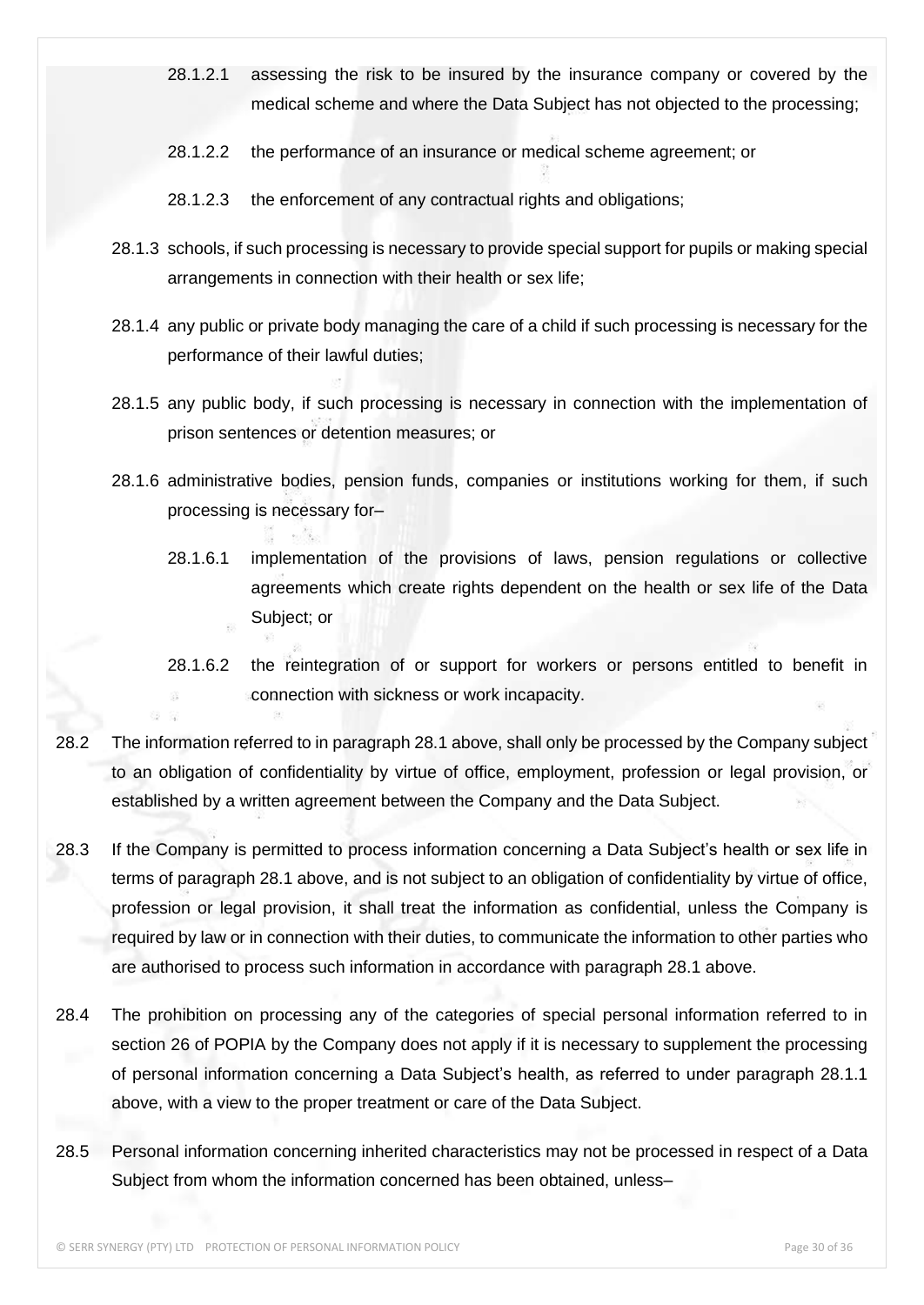28.1.2.1 assessing the risk to be insured by the insurance company or covered by the medical scheme and where the Data Subject has not objected to the processing;

28.1.2.2 the performance of an insurance or medical scheme agreement; or

28.1.2.3 the enforcement of any contractual rights and obligations;

28.1.3 schools, if such processing is necessary to provide special support for pupils or making special arrangements in connection with their health or sex life;

28.1.4 any public or private body managing the care of a child if such processing is necessary for the performance of their lawful duties;

28.1.5 any public body, if such processing is necessary in connection with the implementation of prison sentences or detention measures; or

28.1.6 administrative bodies, pension funds, companies or institutions working for them, if such processing is necessary for–

28.1.6.1 implementation of the provisions of laws, pension regulations or collective agreements which create rights dependent on the health or sex life of the Data Subject; or

28.1.6.2 the reintegration of or support for workers or persons entitled to benefit in connection with sickness or work incapacity.

28.2 The information referred to in paragraph 28.1 above, shall only be processed by the Company subject to an obligation of confidentiality by virtue of office, employment, profession or legal provision, or established by a written agreement between the Company and the Data Subject.

28.3 If the Company is permitted to process information concerning a Data Subject's health or sex life in terms of paragraph 28.1 above, and is not subject to an obligation of confidentiality by virtue of office, profession or legal provision, it shall treat the information as confidential, unless the Company is required by law or in connection with their duties, to communicate the information to other parties who are authorised to process such information in accordance with paragraph 28.1 above.

28.4 The prohibition on processing any of the categories of special personal information referred to in section 26 of POPIA by the Company does not apply if it is necessary to supplement the processing of personal information concerning a Data Subject's health, as referred to under paragraph 28.1.1 above, with a view to the proper treatment or care of the Data Subject.

28.5 Personal information concerning inherited characteristics may not be processed in respect of a Data Subject from whom the information concerned has been obtained, unless–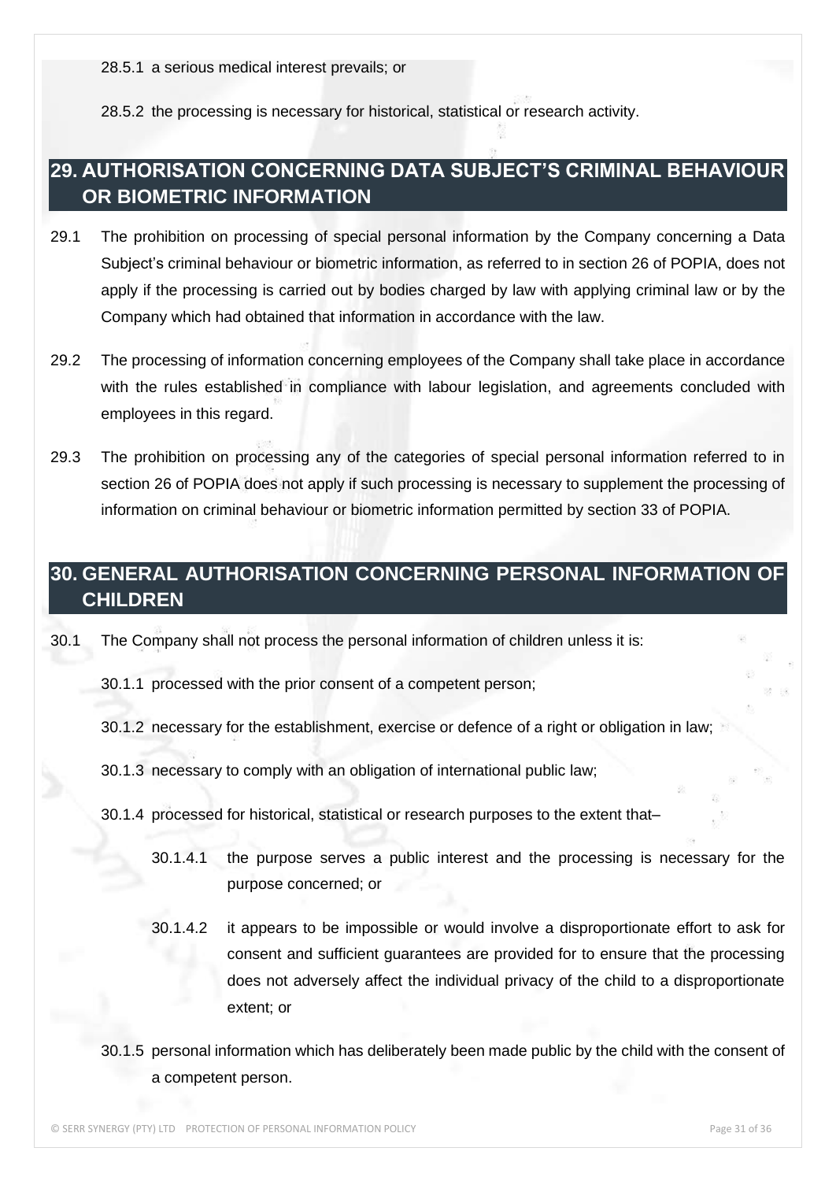28.5.1 a serious medical interest prevails; or

28.5.2 the processing is necessary for historical, statistical or research activity.

## 29. AUTHORISATION CONCERNING DATA SUBJECT'S CRIMINAL BEHAVIOUR OR BIOMETRIC INFORMATION

29.1 The prohibition on processing of special personal information by the Company concerning a Data Subject's criminal behaviour or biometric information, as referred to in section 26 of POPIA, does not apply if the processing is carried out by bodies charged by law with applying criminal law or by the Company which had obtained that information in accordance with the law.

29.2 The processing of information concerning employees of the Company shall take place in accordance with the rules established in compliance with labour legislation, and agreements concluded with employees in this regard.

29.3 The prohibition on processing any of the categories of special personal information referred to in section 26 of POPIA does not apply if such processing is necessary to supplement the processing of information on criminal behaviour or biometric information permitted by section 33 of POPIA.

## 30. GENERAL AUTHORISATION CONCERNING PERSONAL INFORMATION OF CHILDREN

30.1 The Company shall not process the personal information of children unless it is:

30.1.1 processed with the prior consent of a competent person;

30.1.2 necessary for the establishment, exercise or defence of a right or obligation in law;

30.1.3 necessary to comply with an obligation of international public law;

30.1.4 processed for historical, statistical or research purposes to the extent that–

30.1.4.1 the purpose serves a public interest and the processing is necessary for the purpose concerned; or

30.1.4.2 it appears to be impossible or would involve a disproportionate effort to ask for consent and sufficient guarantees are provided for to ensure that the processing does not adversely affect the individual privacy of the child to a disproportionate extent; or

30.1.5 personal information which has deliberately been made public by the child with the consent of a competent person.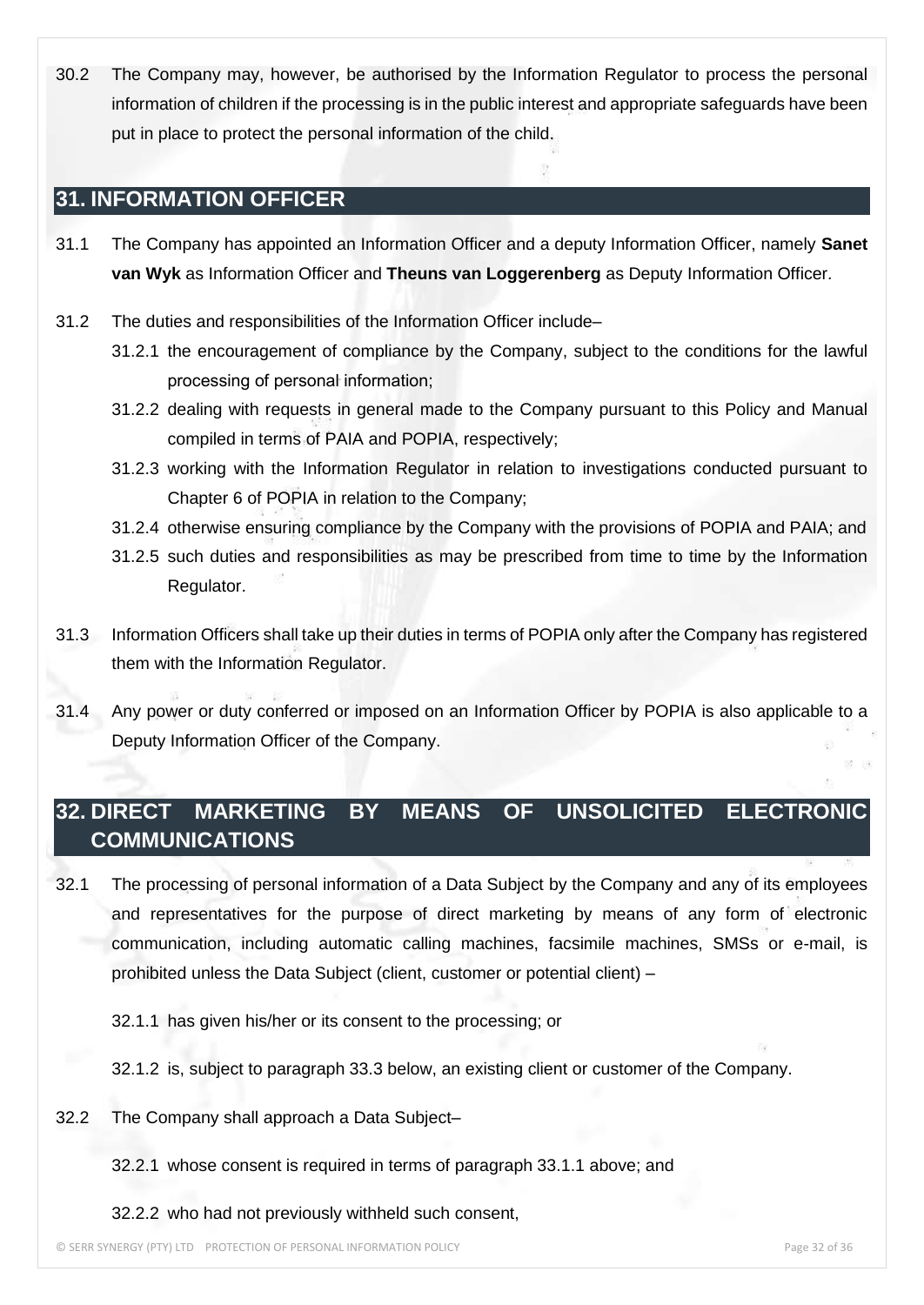30.2 The Company may, however, be authorised by the Information Regulator to process the personal information of children if the processing is in the public interest and appropriate safeguards have been put in place to protect the personal information of the child.

## 31. INFORMATION OFFICER

31.1 The Company has appointed an Information Officer and a deputy Information Officer, namely **Sanet van Wyk** as Information Officer and **Theuns van Loggerenberg** as Deputy Information Officer.

31.2 The duties and responsibilities of the Information Officer include–

31.2.1 the encouragement of compliance by the Company, subject to the conditions for the lawful processing of personal information;

31.2.2 dealing with requests in general made to the Company pursuant to this Policy and Manual compiled in terms of PAIA and POPIA, respectively;

31.2.3 working with the Information Regulator in relation to investigations conducted pursuant to Chapter 6 of POPIA in relation to the Company;

31.2.4 otherwise ensuring compliance by the Company with the provisions of POPIA and PAIA; and

31.2.5 such duties and responsibilities as may be prescribed from time to time by the Information Regulator.

31.3 Information Officers shall take up their duties in terms of POPIA only after the Company has registered them with the Information Regulator.

31.4 Any power or duty conferred or imposed on an Information Officer by POPIA is also applicable to a Deputy Information Officer of the Company.

## 32. DIRECT MARKETING BY MEANS OF UNSOLICITED ELECTRONIC COMMUNICATIONS

32.1 The processing of personal information of a Data Subject by the Company and any of its employees and representatives for the purpose of direct marketing by means of any form of electronic communication, including automatic calling machines, facsimile machines, SMSs or e-mail, is prohibited unless the Data Subject (client, customer or potential client) –

32.1.1 has given his/her or its consent to the processing; or

32.1.2 is, subject to paragraph 33.3 below, an existing client or customer of the Company.

32.2 The Company shall approach a Data Subject–

32.2.1 whose consent is required in terms of paragraph 33.1.1 above; and

32.2.2 who had not previously withheld such consent,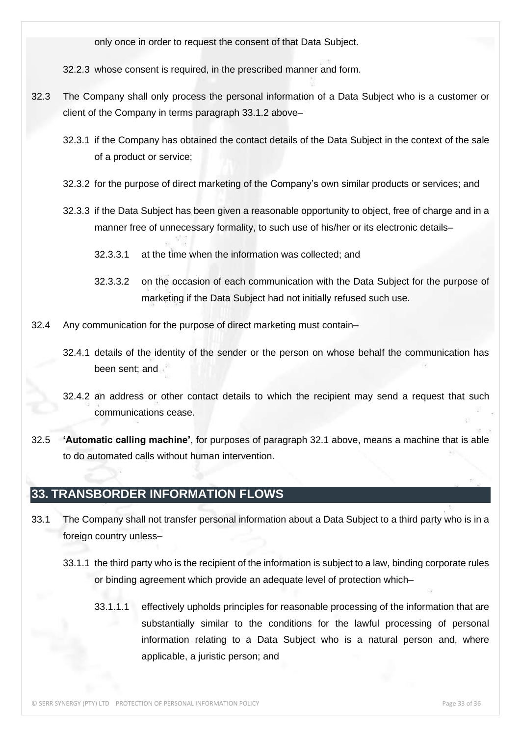only once in order to request the consent of that Data Subject.

32.2.3 whose consent is required, in the prescribed manner and form.

32.3 The Company shall only process the personal information of a Data Subject who is a customer or client of the Company in terms paragraph 33.1.2 above–

32.3.1 if the Company has obtained the contact details of the Data Subject in the context of the sale of a product or service;

32.3.2 for the purpose of direct marketing of the Company's own similar products or services; and

32.3.3 if the Data Subject has been given a reasonable opportunity to object, free of charge and in a manner free of unnecessary formality, to such use of his/her or its electronic details–

32.3.3.1 at the time when the information was collected; and

32.3.3.2 on the occasion of each communication with the Data Subject for the purpose of marketing if the Data Subject had not initially refused such use.

32.4 Any communication for the purpose of direct marketing must contain–

32.4.1 details of the identity of the sender or the person on whose behalf the communication has been sent; and

32.4.2 an address or other contact details to which the recipient may send a request that such communications cease.

32.5 **'Automatic calling machine'**, for purposes of paragraph 32.1 above, means a machine that is able to do automated calls without human intervention.

## 33. TRANSBORDER INFORMATION FLOWS

33.1 The Company shall not transfer personal information about a Data Subject to a third party who is in a foreign country unless–

33.1.1 the third party who is the recipient of the information is subject to a law, binding corporate rules or binding agreement which provide an adequate level of protection which–

33.1.1.1 effectively upholds principles for reasonable processing of the information that are substantially similar to the conditions for the lawful processing of personal information relating to a Data Subject who is a natural person and, where applicable, a juristic person; and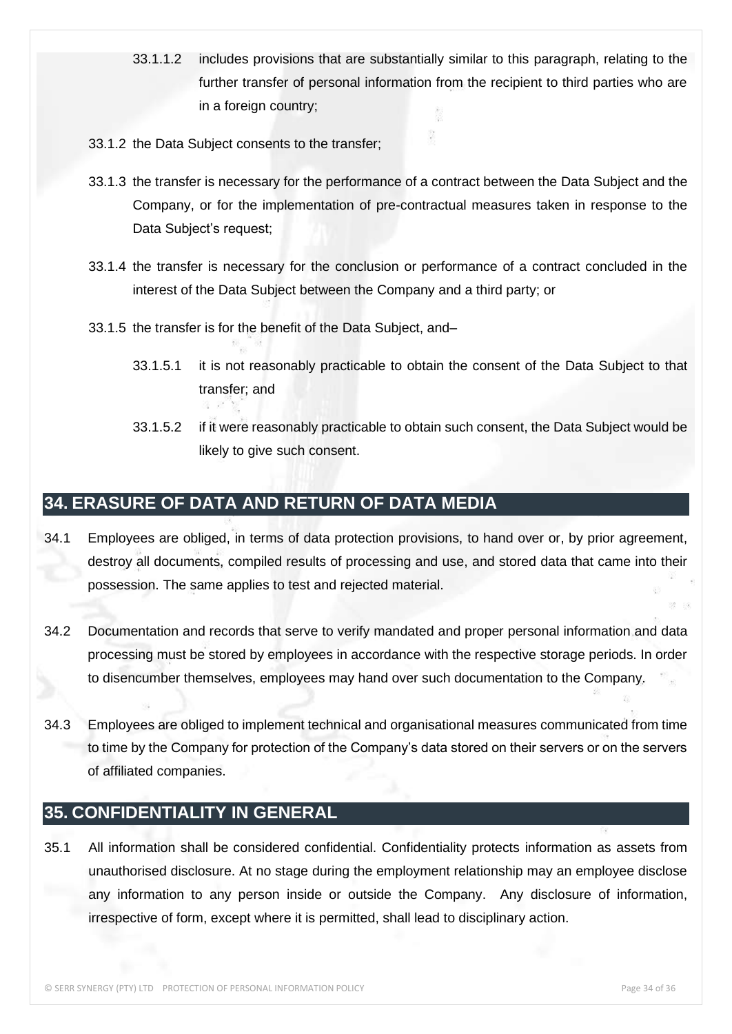33.1.1.2 includes provisions that are substantially similar to this paragraph, relating to the further transfer of personal information from the recipient to third parties who are in a foreign country;

33.1.2 the Data Subject consents to the transfer;

33.1.3 the transfer is necessary for the performance of a contract between the Data Subject and the Company, or for the implementation of pre-contractual measures taken in response to the Data Subject's request;

33.1.4 the transfer is necessary for the conclusion or performance of a contract concluded in the interest of the Data Subject between the Company and a third party; or

33.1.5 the transfer is for the benefit of the Data Subject, and–

33.1.5.1 it is not reasonably practicable to obtain the consent of the Data Subject to that transfer; and

33.1.5.2 if it were reasonably practicable to obtain such consent, the Data Subject would be likely to give such consent.

## 34. ERASURE OF DATA AND RETURN OF DATA MEDIA

34.1 Employees are obliged, in terms of data protection provisions, to hand over or, by prior agreement, destroy all documents, compiled results of processing and use, and stored data that came into their possession. The same applies to test and rejected material.

34.2 Documentation and records that serve to verify mandated and proper personal information and data processing must be stored by employees in accordance with the respective storage periods. In order to disencumber themselves, employees may hand over such documentation to the Company.

34.3 Employees are obliged to implement technical and organisational measures communicated from time to time by the Company for protection of the Company's data stored on their servers or on the servers of affiliated companies.

## 35. CONFIDENTIALITY IN GENERAL

35.1 All information shall be considered confidential. Confidentiality protects information as assets from unauthorised disclosure. At no stage during the employment relationship may an employee disclose any information to any person inside or outside the Company. Any disclosure of information, irrespective of form, except where it is permitted, shall lead to disciplinary action.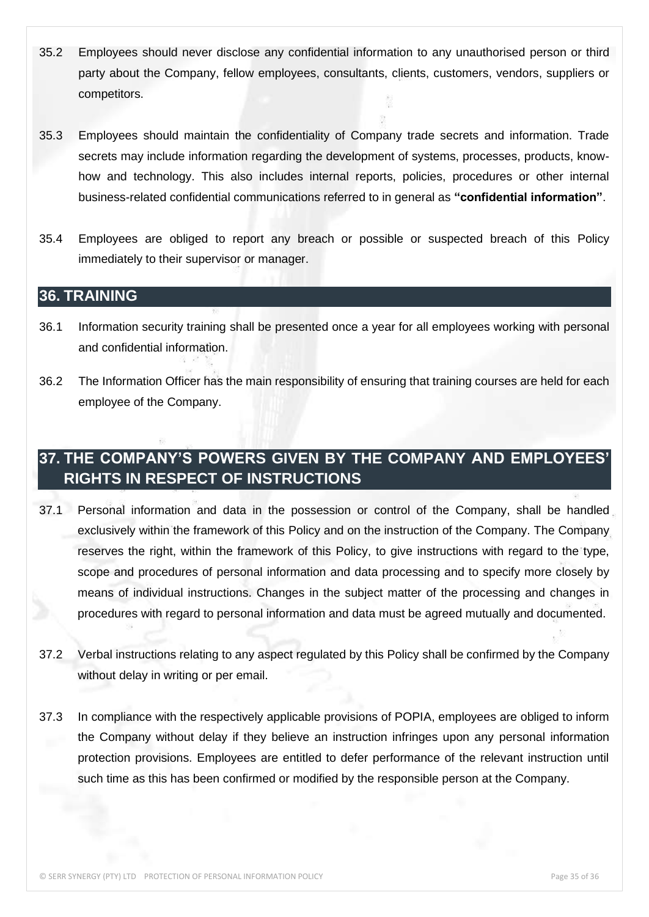35.2 Employees should never disclose any confidential information to any unauthorised person or third party about the Company, fellow employees, consultants, clients, customers, vendors, suppliers or competitors.

35.3 Employees should maintain the confidentiality of Company trade secrets and information. Trade secrets may include information regarding the development of systems, processes, products, know-how and technology. This also includes internal reports, policies, procedures or other internal business-related confidential communications referred to in general as **"confidential information"**.

35.4 Employees are obliged to report any breach or possible or suspected breach of this Policy immediately to their supervisor or manager.

## 36. TRAINING

36.1 Information security training shall be presented once a year for all employees working with personal and confidential information.

36.2 The Information Officer has the main responsibility of ensuring that training courses are held for each employee of the Company.

## 37. THE COMPANY'S POWERS GIVEN BY THE COMPANY AND EMPLOYEES' RIGHTS IN RESPECT OF INSTRUCTIONS

37.1 Personal information and data in the possession or control of the Company, shall be handled exclusively within the framework of this Policy and on the instruction of the Company. The Company reserves the right, within the framework of this Policy, to give instructions with regard to the type, scope and procedures of personal information and data processing and to specify more closely by means of individual instructions. Changes in the subject matter of the processing and changes in procedures with regard to personal information and data must be agreed mutually and documented.

37.2 Verbal instructions relating to any aspect regulated by this Policy shall be confirmed by the Company without delay in writing or per email.

37.3 In compliance with the respectively applicable provisions of POPIA, employees are obliged to inform the Company without delay if they believe an instruction infringes upon any personal information protection provisions. Employees are entitled to defer performance of the relevant instruction until such time as this has been confirmed or modified by the responsible person at the Company.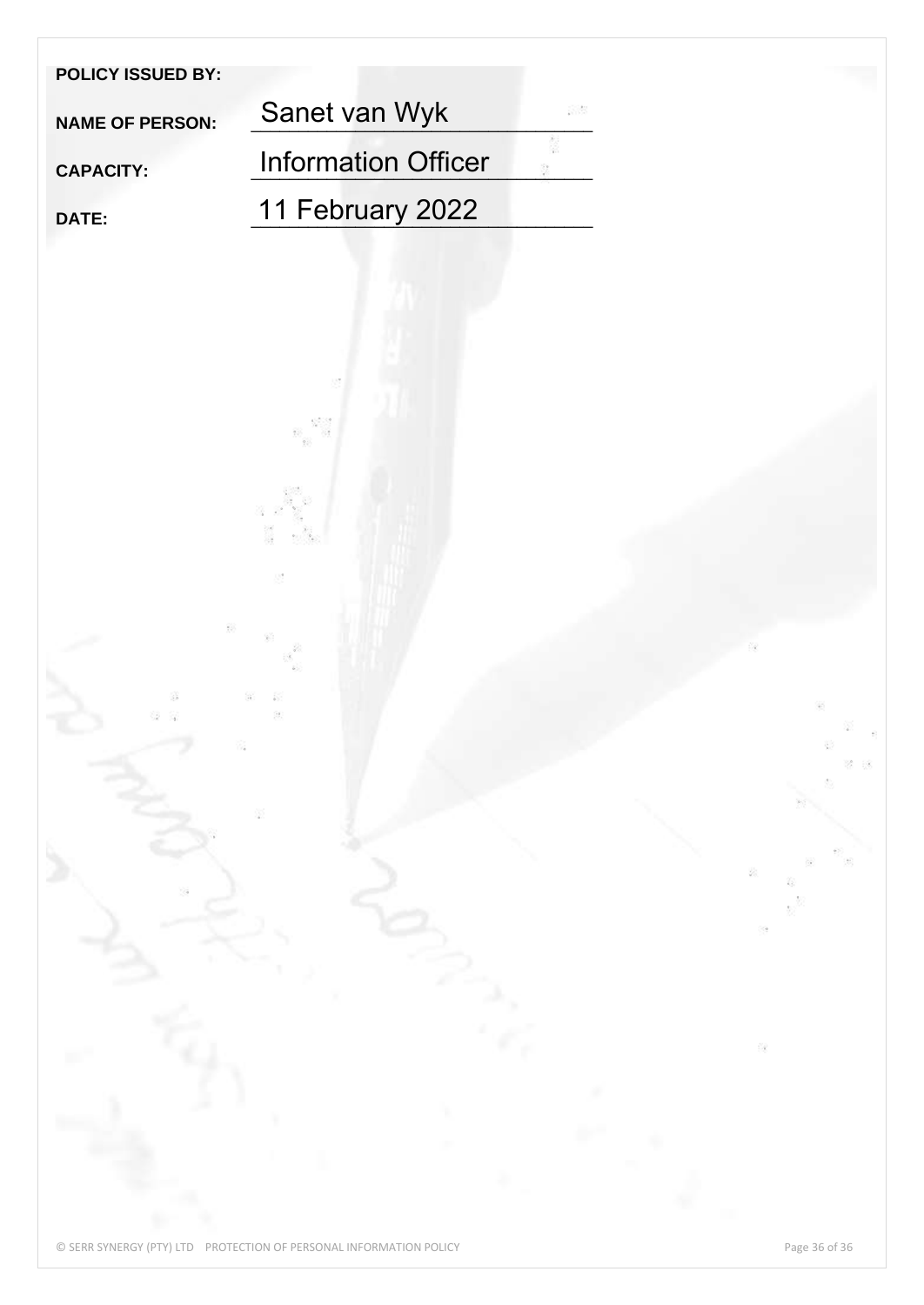**POLICY ISSUED BY:**

**NAME OF PERSON:** Sanet van Wyk

**CAPACITY:** Information Officer

**DATE:** 11 February 2022